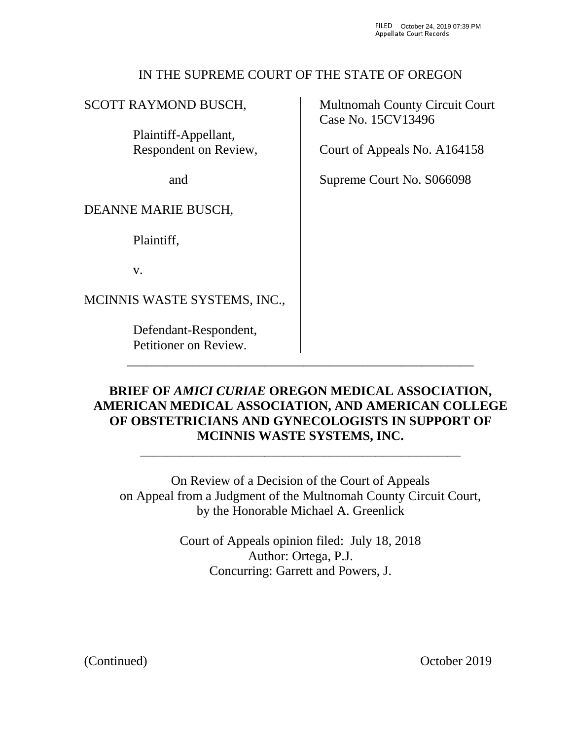FILED October 24, 2019 07:39 PM
Appellate Court Records

IN THE SUPREME COURT OF THE STATE OF OREGON

| | |
|---|---|
| SCOTT RAYMOND BUSCH,<br><br>Plaintiff-Appellant,<br>Respondent on Review,<br><br>and<br><br>DEANNE MARIE BUSCH,<br><br>Plaintiff,<br><br>v.<br><br>MCINNIS WASTE SYSTEMS, INC.,<br><br>Defendant-Respondent,<br>Petitioner on Review. | Multnomah County Circuit Court<br>Case No. 15CV13496<br><br>Court of Appeals No. A164158<br><br>Supreme Court No. S066098 |

---

**BRIEF OF *AMICI CURIAE* OREGON MEDICAL ASSOCIATION, AMERICAN MEDICAL ASSOCIATION, AND AMERICAN COLLEGE OF OBSTETRICIANS AND GYNECOLOGISTS IN SUPPORT OF MCINNIS WASTE SYSTEMS, INC.**

---

On Review of a Decision of the Court of Appeals
on Appeal from a Judgment of the Multnomah County Circuit Court,
by the Honorable Michael A. Greenlick

Court of Appeals opinion filed: July 18, 2018
Author: Ortega, P.J.
Concurring: Garrett and Powers, J.

(Continued) October 2019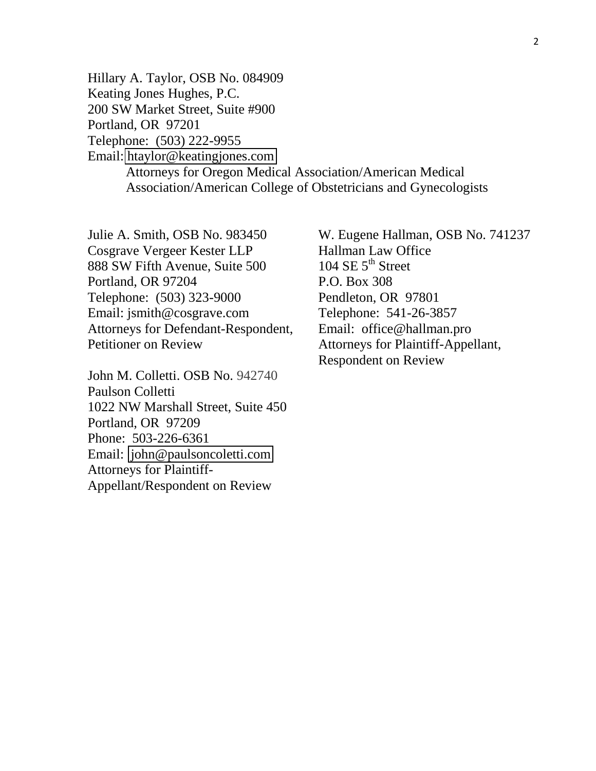Hillary A. Taylor, OSB No. 084909
Keating Jones Hughes, P.C.
200 SW Market Street, Suite #900
Portland, OR 97201
Telephone: (503) 222-9955
Email: htaylor@keatingjones.com
Attorneys for Oregon Medical Association/American Medical Association/American College of Obstetricians and Gynecologists

Julie A. Smith, OSB No. 983450
Cosgrave Vergeer Kester LLP
888 SW Fifth Avenue, Suite 500
Portland, OR 97204
Telephone: (503) 323-9000
Email: jsmith@cosgrave.com
Attorneys for Defendant-Respondent, Petitioner on Review

John M. Colletti. OSB No. 942740
Paulson Colletti
1022 NW Marshall Street, Suite 450
Portland, OR 97209
Phone: 503-226-6361
Email: john@paulsoncoletti.com
Attorneys for Plaintiff-Appellant/Respondent on Review

W. Eugene Hallman, OSB No. 741237
Hallman Law Office
104 SE 5th Street
P.O. Box 308
Pendleton, OR 97801
Telephone: 541-26-3857
Email: office@hallman.pro
Attorneys for Plaintiff-Appellant, Respondent on Review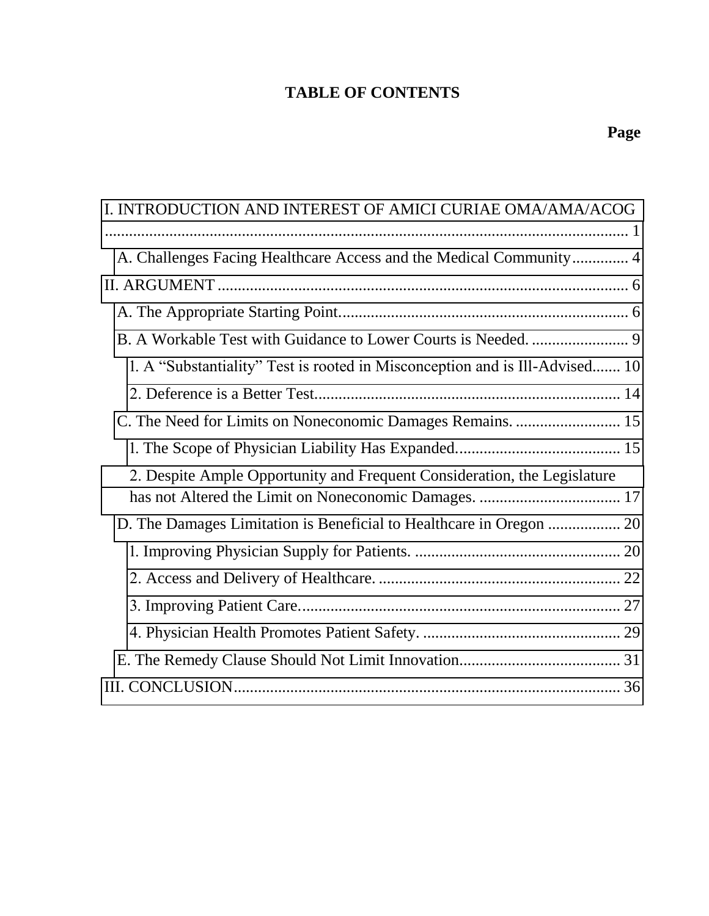# TABLE OF CONTENTS

**Page**

I. INTRODUCTION AND INTEREST OF AMICI CURIAE OMA/AMA/ACOG .......... 1

- A. Challenges Facing Healthcare Access and the Medical Community .......... 4

II. ARGUMENT .......... 6

- A. The Appropriate Starting Point .......... 6
- B. A Workable Test with Guidance to Lower Courts is Needed. .......... 9
  - 1. A "Substantiality" Test is rooted in Misconception and is Ill-Advised .......... 10
  - 2. Deference is a Better Test .......... 14
- C. The Need for Limits on Noneconomic Damages Remains. .......... 15
  - 1. The Scope of Physician Liability Has Expanded .......... 15
  - 2. Despite Ample Opportunity and Frequent Consideration, the Legislature has not Altered the Limit on Noneconomic Damages. .......... 17
- D. The Damages Limitation is Beneficial to Healthcare in Oregon .......... 20
  - 1. Improving Physician Supply for Patients. .......... 20
  - 2. Access and Delivery of Healthcare. .......... 22
  - 3. Improving Patient Care .......... 27
  - 4. Physician Health Promotes Patient Safety. .......... 29
- E. The Remedy Clause Should Not Limit Innovation .......... 31

III. CONCLUSION .......... 36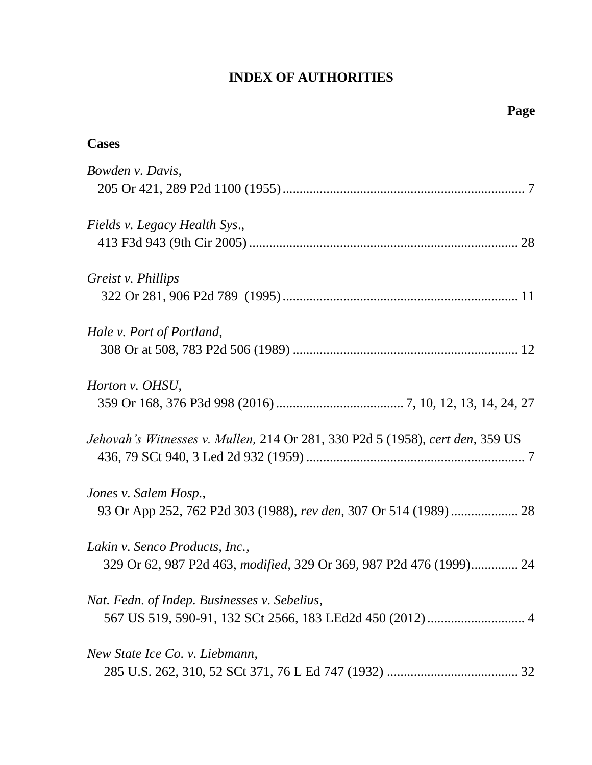# INDEX OF AUTHORITIES

**Page**

**Cases**

*Bowden v. Davis*,
205 Or 421, 289 P2d 1100 (1955)........................................................................ 7

*Fields v. Legacy Health Sys*.,
413 F3d 943 (9th Cir 2005)................................................................................ 28

*Greist v. Phillips*
322 Or 281, 906 P2d 789 (1995)...................................................................... 11

*Hale v. Port of Portland*,
308 Or at 508, 783 P2d 506 (1989) ................................................................... 12

*Horton v. OHSU*,
359 Or 168, 376 P3d 998 (2016)....................................... 7, 10, 12, 13, 14, 24, 27

*Jehovah's Witnesses v. Mullen,* 214 Or 281, 330 P2d 5 (1958), *cert den,* 359 US 436, 79 SCt 940, 3 Led 2d 932 (1959) ................................................................. 7

*Jones v. Salem Hosp.*,
93 Or App 252, 762 P2d 303 (1988), *rev den*, 307 Or 514 (1989).................... 28

*Lakin v. Senco Products, Inc.*,
329 Or 62, 987 P2d 463, *modified*, 329 Or 369, 987 P2d 476 (1999).............. 24

*Nat. Fedn. of Indep. Businesses v. Sebelius*,
567 US 519, 590-91, 132 SCt 2566, 183 LEd2d 450 (2012)............................. 4

*New State Ice Co. v. Liebmann*,
285 U.S. 262, 310, 52 SCt 371, 76 L Ed 747 (1932) ....................................... 32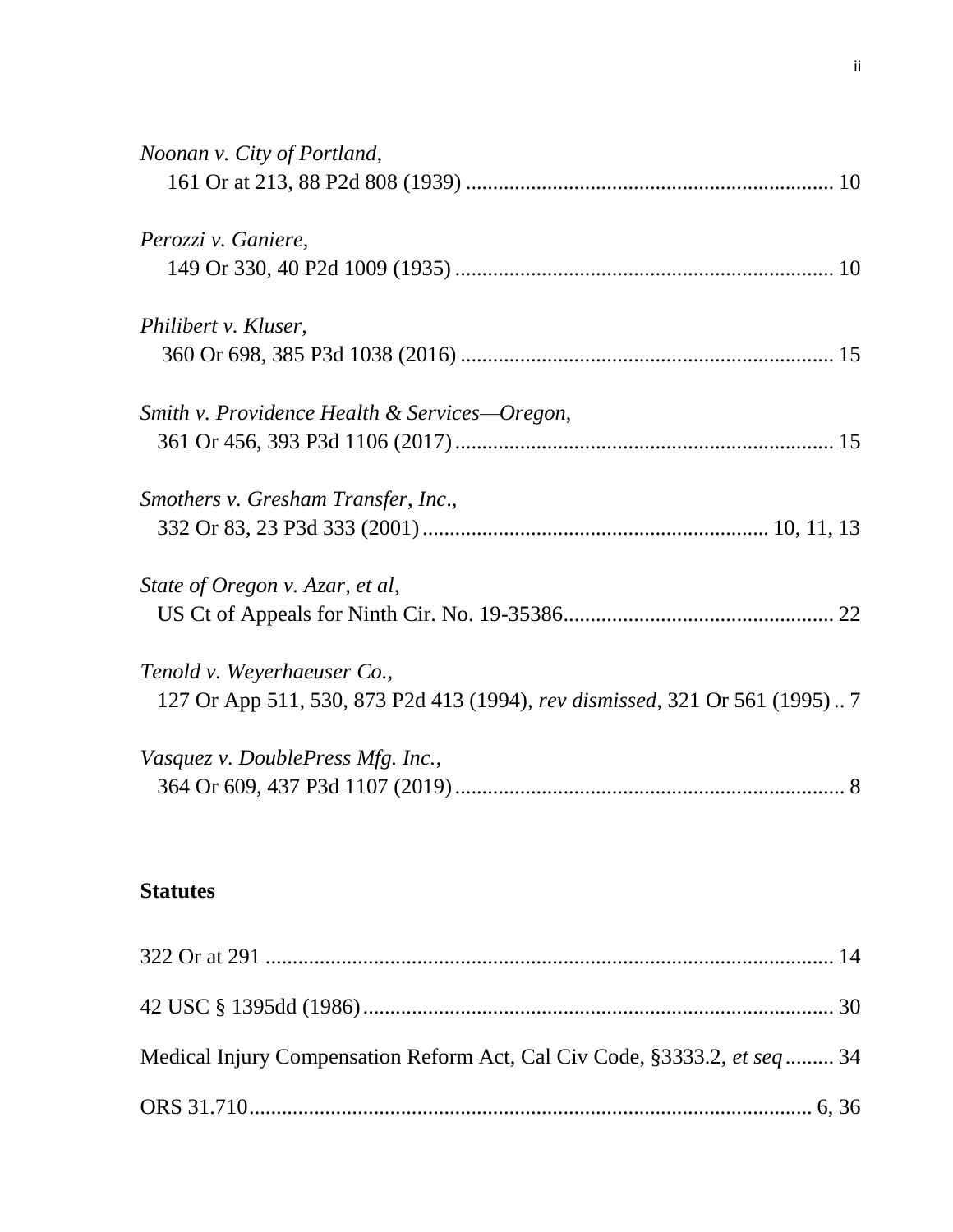*Noonan v. City of Portland*,
161 Or at 213, 88 P2d 808 (1939) .................................................................... 10

*Perozzi v. Ganiere,*
149 Or 330, 40 P2d 1009 (1935) ..................................................................... 10

*Philibert v. Kluser,*
360 Or 698, 385 P3d 1038 (2016) .................................................................... 15

*Smith v. Providence Health & Services—Oregon,*
361 Or 456, 393 P3d 1106 (2017)...................................................................... 15

*Smothers v. Gresham Transfer, Inc*.,
332 Or 83, 23 P3d 333 (2001)............................................................... 10, 11, 13

*State of Oregon v. Azar, et al*,
US Ct of Appeals for Ninth Cir. No. 19-35386.................................................. 22

*Tenold v. Weyerhaeuser Co.*,
127 Or App 511, 530, 873 P2d 413 (1994), *rev dismissed*, 321 Or 561 (1995) .. 7

*Vasquez v. DoublePress Mfg. Inc.*,
364 Or 609, 437 P3d 1107 (2019)........................................................................ 8

**Statutes**

322 Or at 291 ........................................................................................................ 14

42 USC § 1395dd (1986)....................................................................................... 30

Medical Injury Compensation Reform Act, Cal Civ Code, §3333.2, *et seq* ......... 34

ORS 31.710......................................................................................................... 6, 36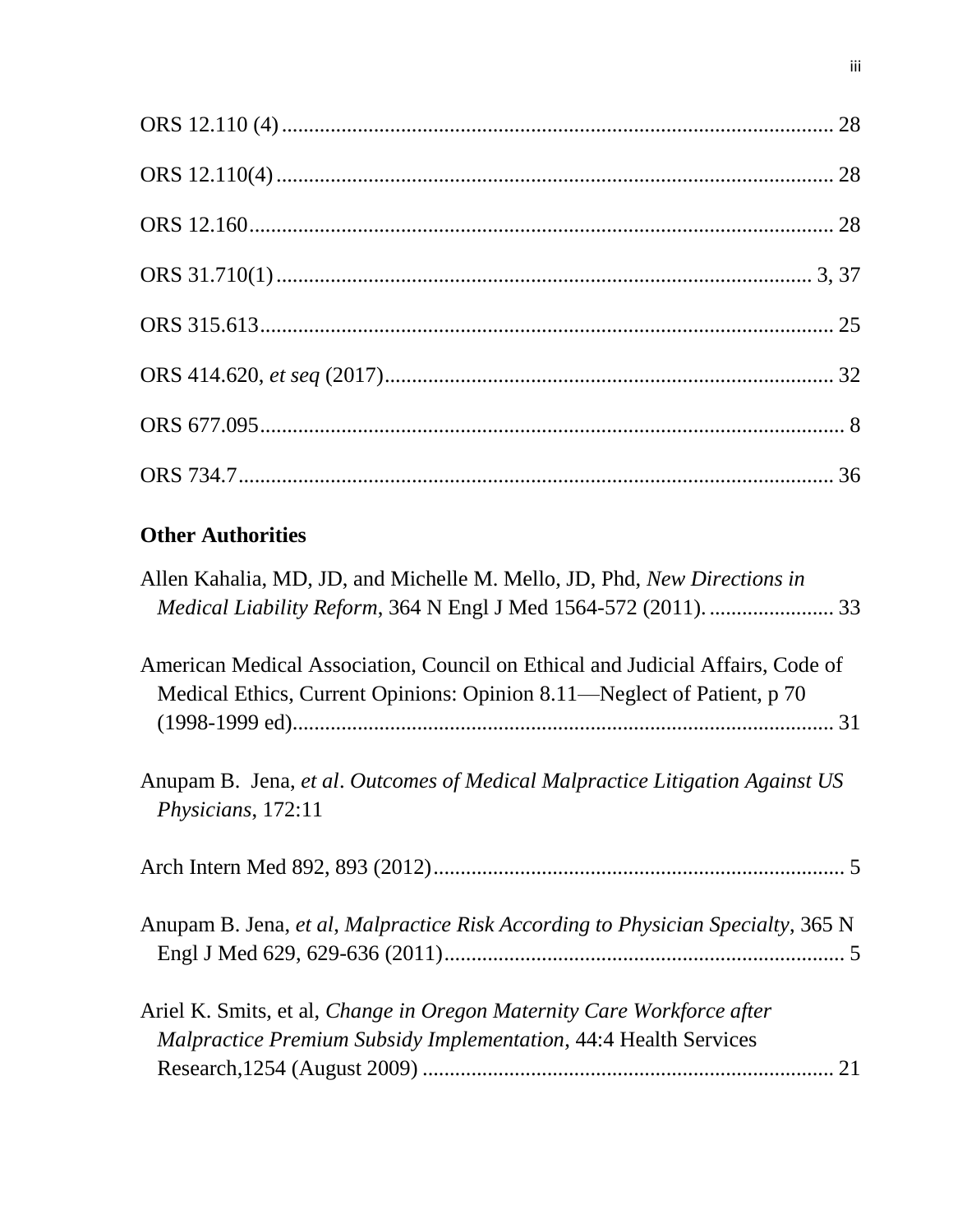ORS 12.110 (4) .................................................................................................... 28

ORS 12.110(4) ...................................................................................................... 28

ORS 12.160 ........................................................................................................... 28

ORS 31.710(1) ................................................................................................ 3, 37

ORS 315.613 ......................................................................................................... 25

ORS 414.620, *et seq* (2017) .................................................................................. 32

ORS 677.095 ........................................................................................................... 8

ORS 734.7 ............................................................................................................. 36

**Other Authorities**

Allen Kahalia, MD, JD, and Michelle M. Mello, JD, Phd, *New Directions in Medical Liability Reform*, 364 N Engl J Med 1564-572 (2011). ....................... 33

American Medical Association, Council on Ethical and Judicial Affairs, Code of Medical Ethics, Current Opinions: Opinion 8.11—Neglect of Patient, p 70 (1998-1999 ed) .................................................................................................. 31

Anupam B. Jena, *et al*. *Outcomes of Medical Malpractice Litigation Against US Physicians*, 172:11

Arch Intern Med 892, 893 (2012) ........................................................................... 5

Anupam B. Jena, *et al*, *Malpractice Risk According to Physician Specialty*, 365 N Engl J Med 629, 629-636 (2011) ........................................................................ 5

Ariel K. Smits, et al, *Change in Oregon Maternity Care Workforce after Malpractice Premium Subsidy Implementation*, 44:4 Health Services Research,1254 (August 2009) .......................................................................... 21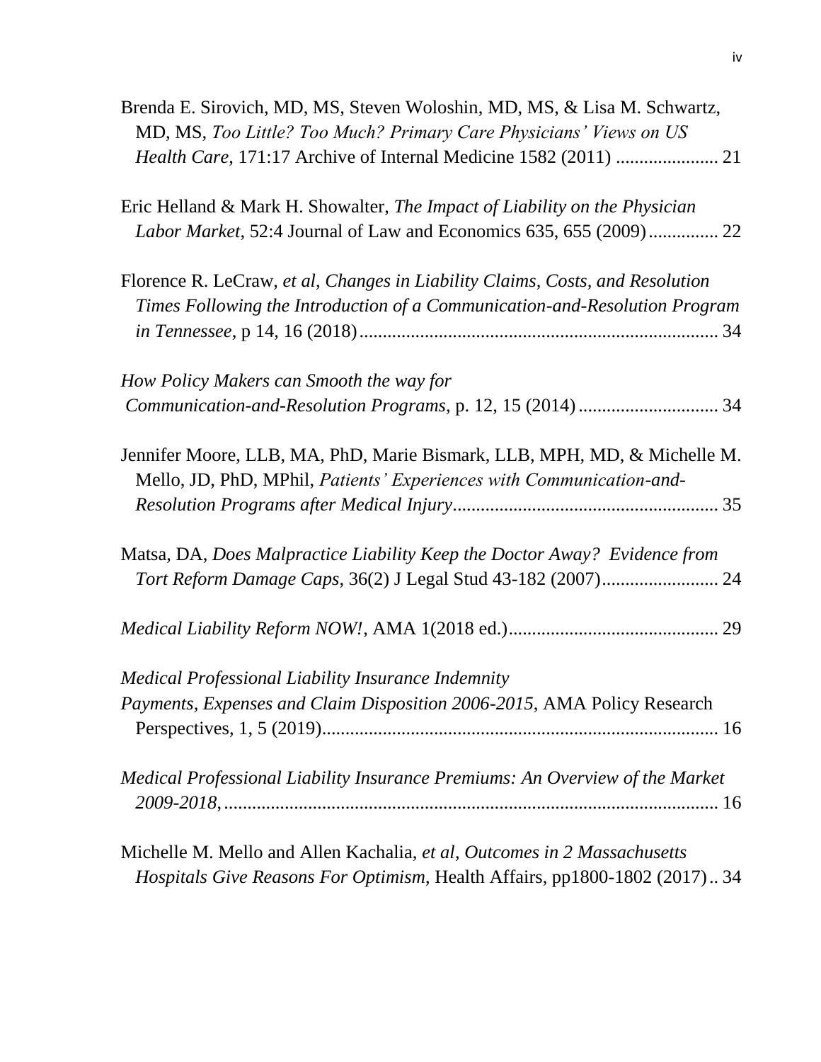Brenda E. Sirovich, MD, MS, Steven Woloshin, MD, MS, & Lisa M. Schwartz, MD, MS, *Too Little? Too Much? Primary Care Physicians' Views on US Health Care*, 171:17 Archive of Internal Medicine 1582 (2011) ...................... 21

Eric Helland & Mark H. Showalter, *The Impact of Liability on the Physician Labor Market*, 52:4 Journal of Law and Economics 635, 655 (2009)............... 22

Florence R. LeCraw, *et al*, *Changes in Liability Claims, Costs, and Resolution Times Following the Introduction of a Communication-and-Resolution Program in Tennessee*, p 14, 16 (2018)............................................................................ 34

*How Policy Makers can Smooth the way for Communication-and-Resolution Programs*, p. 12, 15 (2014).............................. 34

Jennifer Moore, LLB, MA, PhD, Marie Bismark, LLB, MPH, MD, & Michelle M. Mello, JD, PhD, MPhil, *Patients' Experiences with Communication-and-Resolution Programs after Medical Injury*......................................................... 35

Matsa, DA, *Does Malpractice Liability Keep the Doctor Away? Evidence from Tort Reform Damage Caps*, 36(2) J Legal Stud 43-182 (2007)......................... 24

*Medical Liability Reform NOW!*, AMA 1(2018 ed.)............................................. 29

*Medical Professional Liability Insurance Indemnity Payments, Expenses and Claim Disposition 2006-2015*, AMA Policy Research Perspectives, 1, 5 (2019).................................................................................... 16

*Medical Professional Liability Insurance Premiums: An Overview of the Market 2009-2018,*......................................................................................................... 16

Michelle M. Mello and Allen Kachalia, *et al*, *Outcomes in 2 Massachusetts Hospitals Give Reasons For Optimism*, Health Affairs, pp1800-1802 (2017).. 34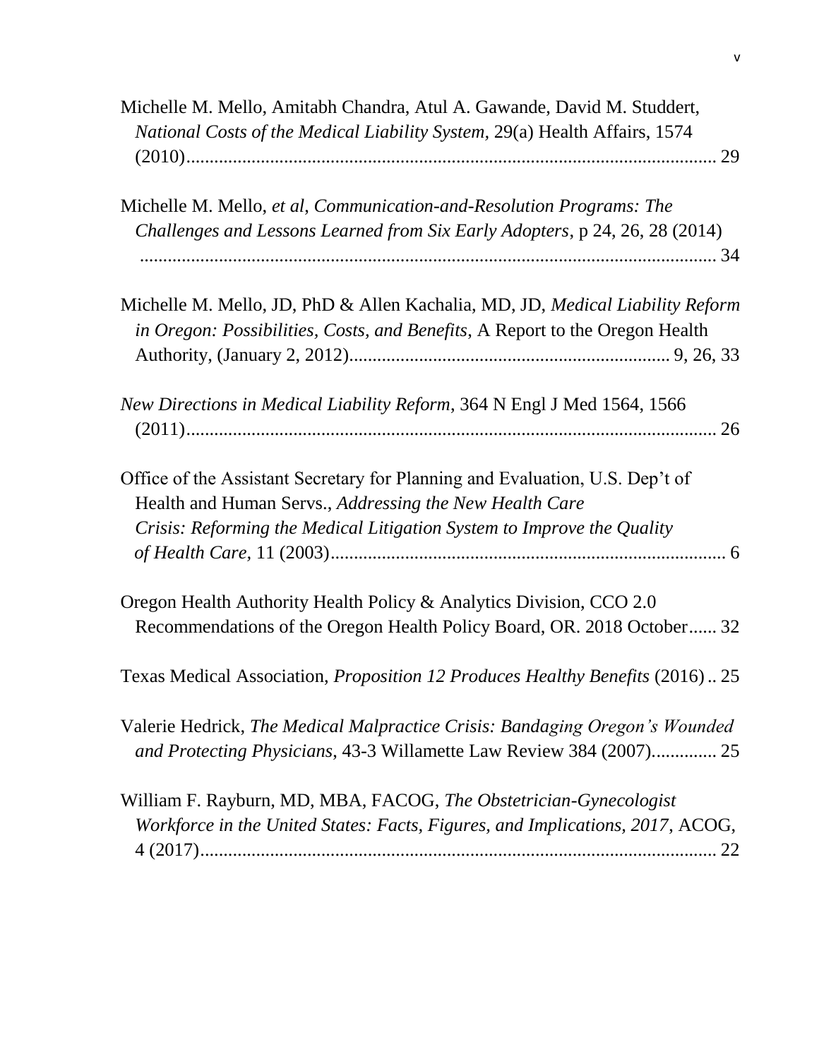Michelle M. Mello, Amitabh Chandra, Atul A. Gawande, David M. Studdert, *National Costs of the Medical Liability System*, 29(a) Health Affairs, 1574 (2010)........................................................................................................ 29

Michelle M. Mello, *et al*, *Communication-and-Resolution Programs: The Challenges and Lessons Learned from Six Early Adopters*, p 24, 26, 28 (2014) ........................................................................................................ 34

Michelle M. Mello, JD, PhD & Allen Kachalia, MD, JD, *Medical Liability Reform in Oregon: Possibilities, Costs, and Benefits*, A Report to the Oregon Health Authority, (January 2, 2012)................................................................ 9, 26, 33

*New Directions in Medical Liability Reform*, 364 N Engl J Med 1564, 1566 (2011)........................................................................................................ 26

Office of the Assistant Secretary for Planning and Evaluation, U.S. Dep't of Health and Human Servs., *Addressing the New Health Care Crisis: Reforming the Medical Litigation System to Improve the Quality of Health Care*, 11 (2003)................................................................................ 6

Oregon Health Authority Health Policy & Analytics Division, CCO 2.0 Recommendations of the Oregon Health Policy Board, OR. 2018 October...... 32

Texas Medical Association, *Proposition 12 Produces Healthy Benefits* (2016).. 25

Valerie Hedrick, *The Medical Malpractice Crisis: Bandaging Oregon's Wounded and Protecting Physicians*, 43-3 Willamette Law Review 384 (2007)............. 25

William F. Rayburn, MD, MBA, FACOG, *The Obstetrician-Gynecologist Workforce in the United States: Facts, Figures, and Implications, 2017*, ACOG, 4 (2017)........................................................................................................ 22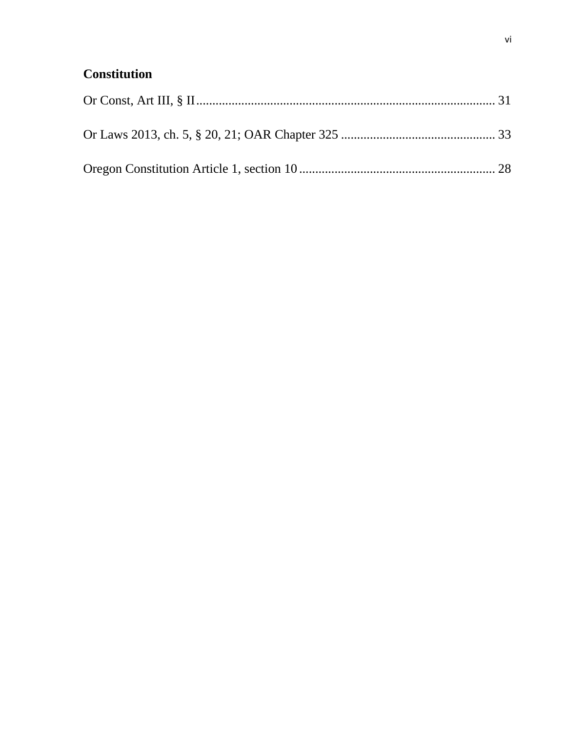## Constitution

Or Const, Art III, § II ........................................................................................... 31

Or Laws 2013, ch. 5, § 20, 21; OAR Chapter 325 ............................................... 33

Oregon Constitution Article 1, section 10 ............................................................ 28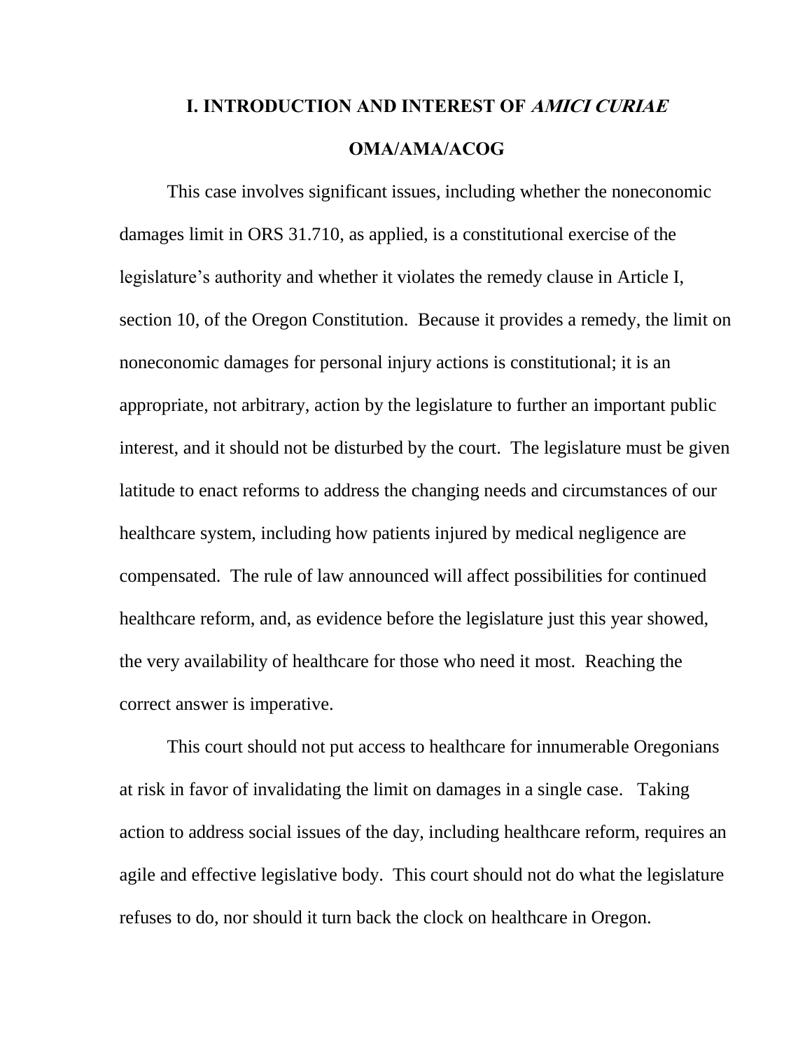# I. INTRODUCTION AND INTEREST OF *AMICI CURIAE* OMA/AMA/ACOG

This case involves significant issues, including whether the noneconomic damages limit in ORS 31.710, as applied, is a constitutional exercise of the legislature's authority and whether it violates the remedy clause in Article I, section 10, of the Oregon Constitution. Because it provides a remedy, the limit on noneconomic damages for personal injury actions is constitutional; it is an appropriate, not arbitrary, action by the legislature to further an important public interest, and it should not be disturbed by the court. The legislature must be given latitude to enact reforms to address the changing needs and circumstances of our healthcare system, including how patients injured by medical negligence are compensated. The rule of law announced will affect possibilities for continued healthcare reform, and, as evidence before the legislature just this year showed, the very availability of healthcare for those who need it most. Reaching the correct answer is imperative.

This court should not put access to healthcare for innumerable Oregonians at risk in favor of invalidating the limit on damages in a single case. Taking action to address social issues of the day, including healthcare reform, requires an agile and effective legislative body. This court should not do what the legislature refuses to do, nor should it turn back the clock on healthcare in Oregon.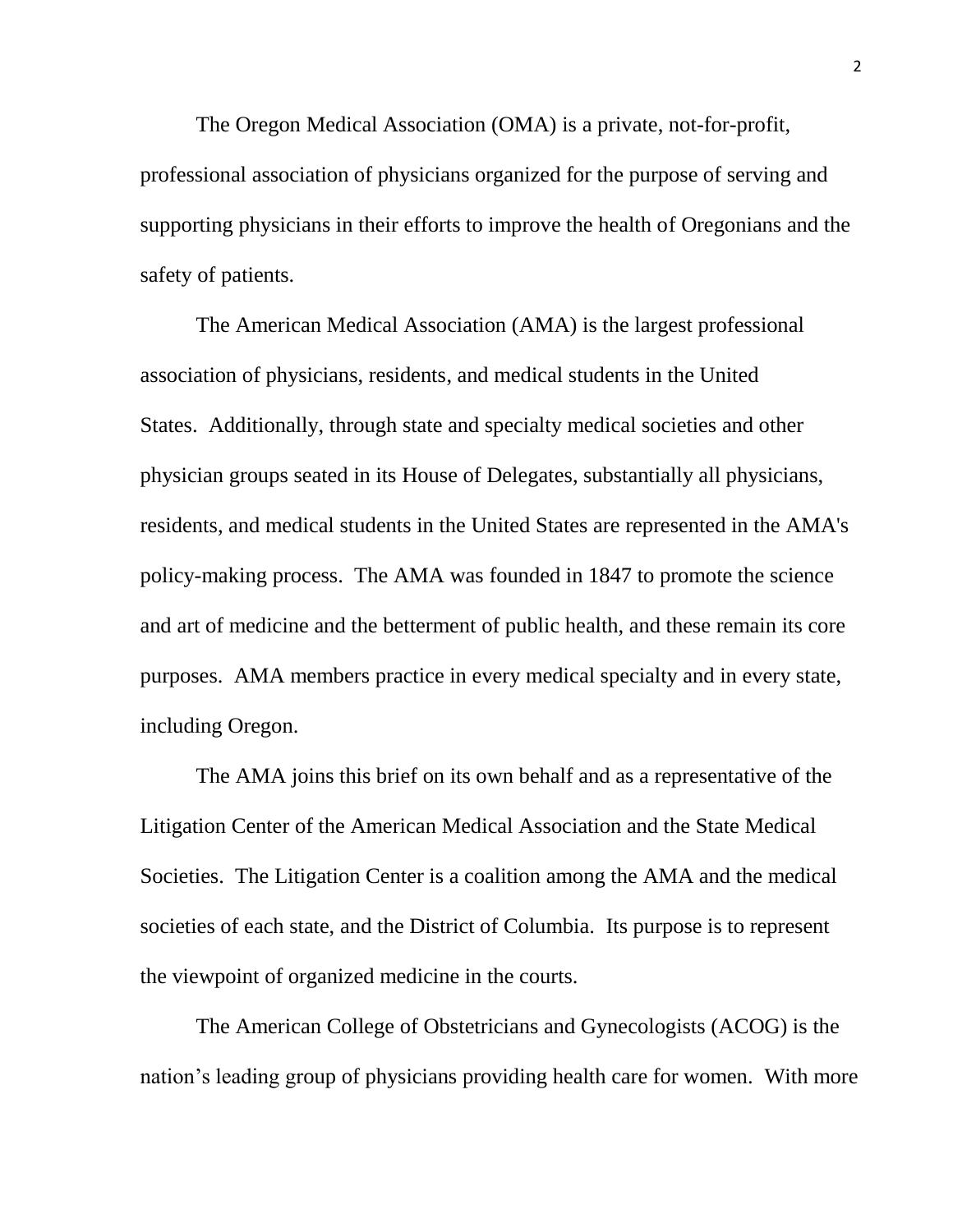The Oregon Medical Association (OMA) is a private, not-for-profit, professional association of physicians organized for the purpose of serving and supporting physicians in their efforts to improve the health of Oregonians and the safety of patients.

The American Medical Association (AMA) is the largest professional association of physicians, residents, and medical students in the United States. Additionally, through state and specialty medical societies and other physician groups seated in its House of Delegates, substantially all physicians, residents, and medical students in the United States are represented in the AMA's policy-making process. The AMA was founded in 1847 to promote the science and art of medicine and the betterment of public health, and these remain its core purposes. AMA members practice in every medical specialty and in every state, including Oregon.

The AMA joins this brief on its own behalf and as a representative of the Litigation Center of the American Medical Association and the State Medical Societies. The Litigation Center is a coalition among the AMA and the medical societies of each state, and the District of Columbia. Its purpose is to represent the viewpoint of organized medicine in the courts.

The American College of Obstetricians and Gynecologists (ACOG) is the nation's leading group of physicians providing health care for women. With more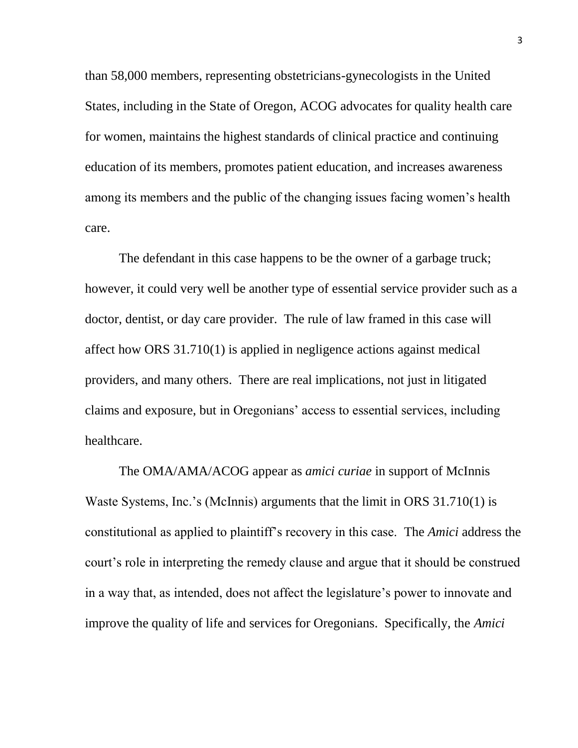than 58,000 members, representing obstetricians-gynecologists in the United States, including in the State of Oregon, ACOG advocates for quality health care for women, maintains the highest standards of clinical practice and continuing education of its members, promotes patient education, and increases awareness among its members and the public of the changing issues facing women's health care.

The defendant in this case happens to be the owner of a garbage truck; however, it could very well be another type of essential service provider such as a doctor, dentist, or day care provider. The rule of law framed in this case will affect how ORS 31.710(1) is applied in negligence actions against medical providers, and many others. There are real implications, not just in litigated claims and exposure, but in Oregonians' access to essential services, including healthcare.

The OMA/AMA/ACOG appear as *amici curiae* in support of McInnis Waste Systems, Inc.'s (McInnis) arguments that the limit in ORS 31.710(1) is constitutional as applied to plaintiff's recovery in this case. The *Amici* address the court's role in interpreting the remedy clause and argue that it should be construed in a way that, as intended, does not affect the legislature's power to innovate and improve the quality of life and services for Oregonians. Specifically, the *Amici*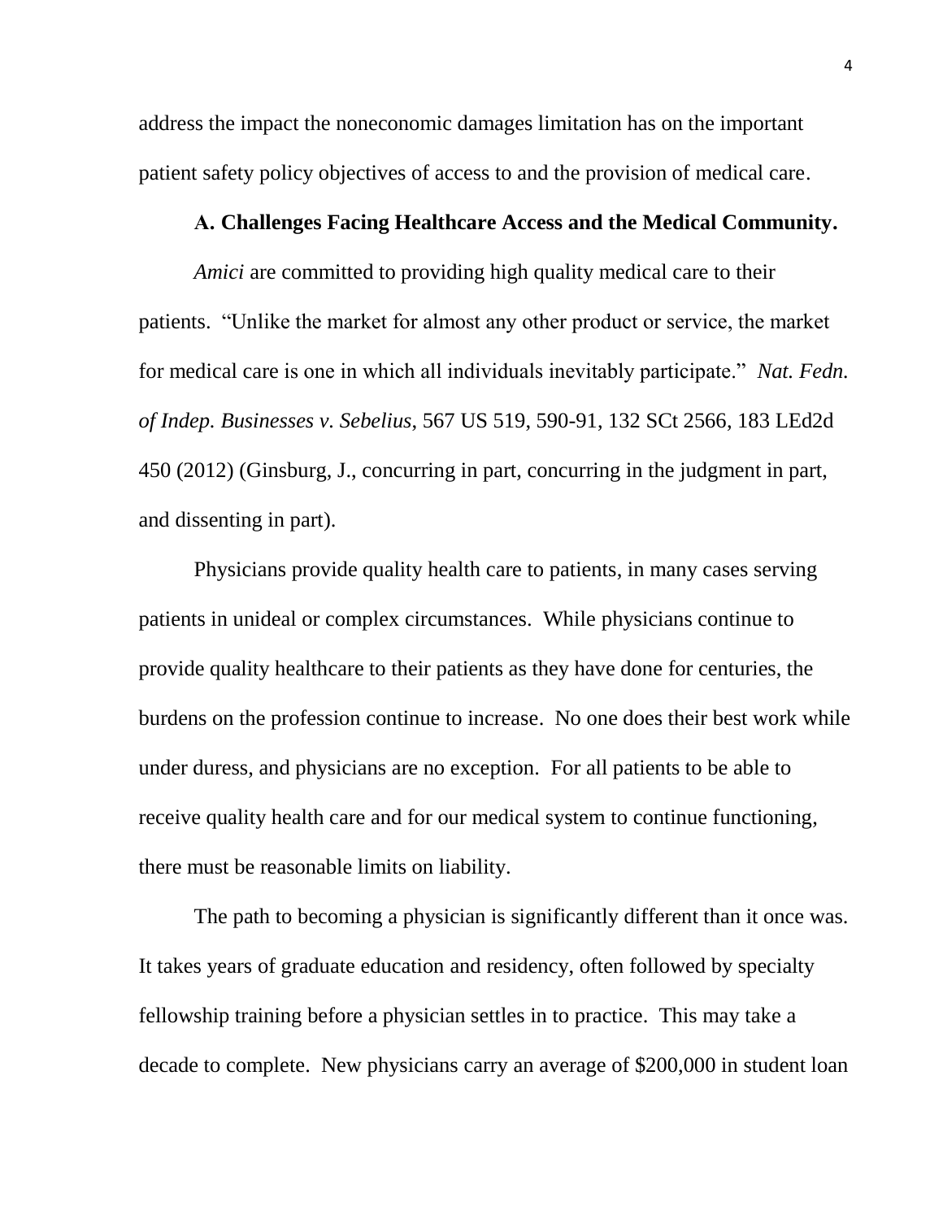address the impact the noneconomic damages limitation has on the important patient safety policy objectives of access to and the provision of medical care.

### A. Challenges Facing Healthcare Access and the Medical Community.

*Amici* are committed to providing high quality medical care to their patients. "Unlike the market for almost any other product or service, the market for medical care is one in which all individuals inevitably participate." *Nat. Fedn. of Indep. Businesses v. Sebelius*, 567 US 519, 590-91, 132 SCt 2566, 183 LEd2d 450 (2012) (Ginsburg, J., concurring in part, concurring in the judgment in part, and dissenting in part).

Physicians provide quality health care to patients, in many cases serving patients in unideal or complex circumstances. While physicians continue to provide quality healthcare to their patients as they have done for centuries, the burdens on the profession continue to increase. No one does their best work while under duress, and physicians are no exception. For all patients to be able to receive quality health care and for our medical system to continue functioning, there must be reasonable limits on liability.

The path to becoming a physician is significantly different than it once was. It takes years of graduate education and residency, often followed by specialty fellowship training before a physician settles in to practice. This may take a decade to complete. New physicians carry an average of $200,000 in student loan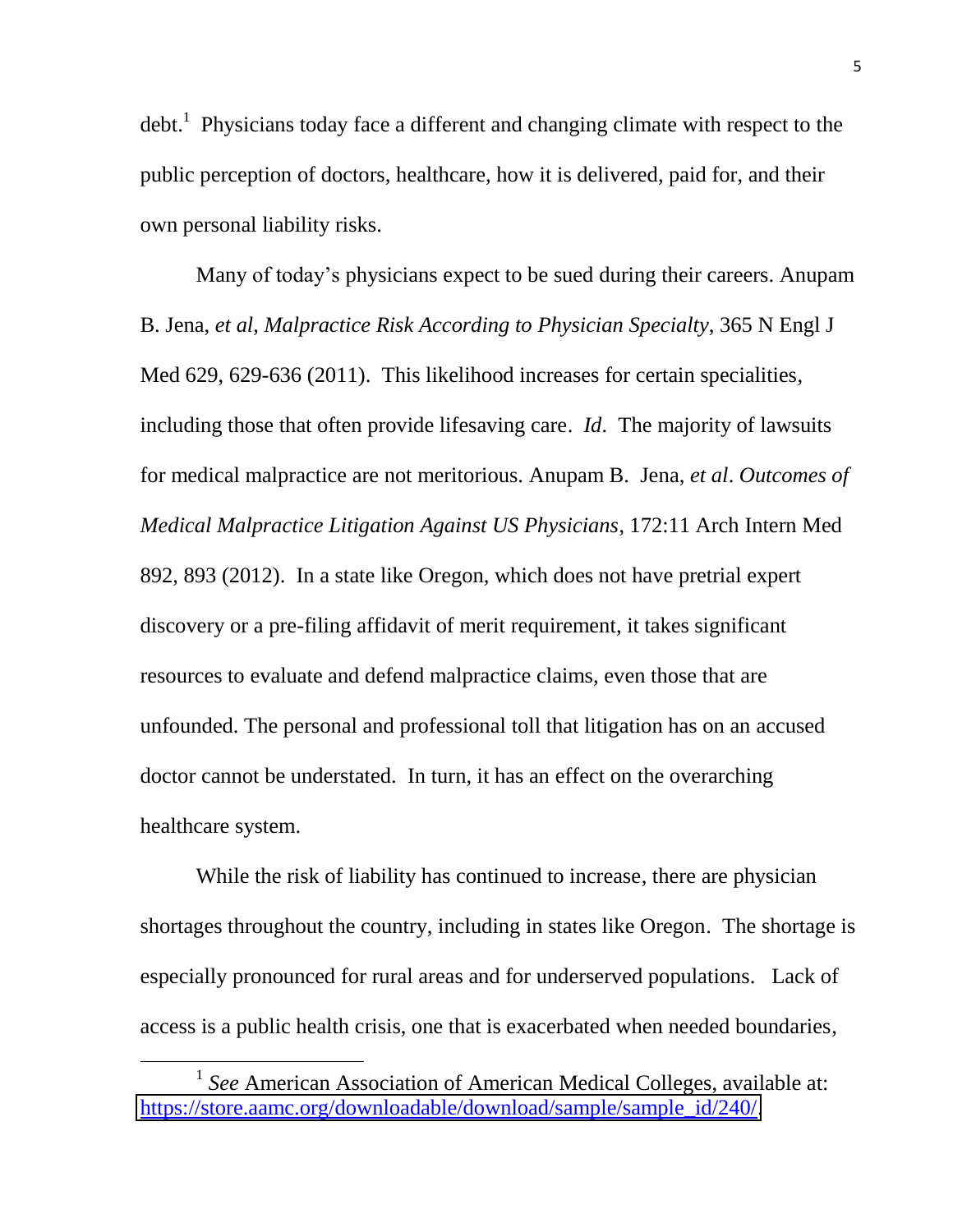debt.[1] Physicians today face a different and changing climate with respect to the public perception of doctors, healthcare, how it is delivered, paid for, and their own personal liability risks.

Many of today's physicians expect to be sued during their careers. Anupam B. Jena, *et al*, *Malpractice Risk According to Physician Specialty*, 365 N Engl J Med 629, 629-636 (2011). This likelihood increases for certain specialities, including those that often provide lifesaving care. *Id*. The majority of lawsuits for medical malpractice are not meritorious. Anupam B. Jena, *et al*. *Outcomes of Medical Malpractice Litigation Against US Physicians,* 172:11 Arch Intern Med 892, 893 (2012). In a state like Oregon, which does not have pretrial expert discovery or a pre-filing affidavit of merit requirement, it takes significant resources to evaluate and defend malpractice claims, even those that are unfounded. The personal and professional toll that litigation has on an accused doctor cannot be understated. In turn, it has an effect on the overarching healthcare system.

While the risk of liability has continued to increase, there are physician shortages throughout the country, including in states like Oregon. The shortage is especially pronounced for rural areas and for underserved populations. Lack of access is a public health crisis, one that is exacerbated when needed boundaries,

---

[1] *See* American Association of American Medical Colleges, available at: https://store.aamc.org/downloadable/download/sample/sample_id/240/.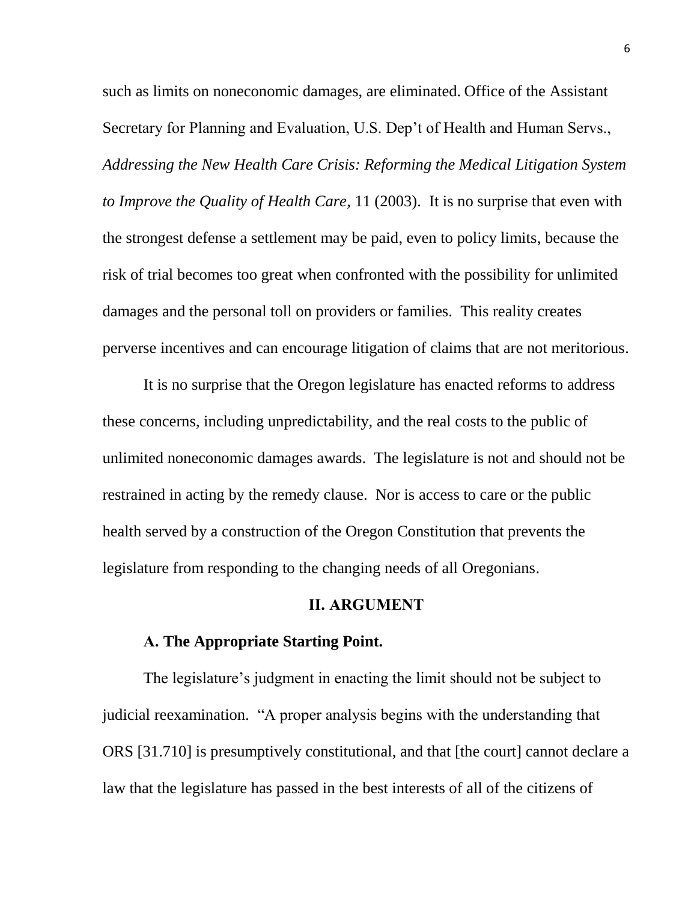such as limits on noneconomic damages, are eliminated. Office of the Assistant Secretary for Planning and Evaluation, U.S. Dep't of Health and Human Servs., *Addressing the New Health Care Crisis: Reforming the Medical Litigation System to Improve the Quality of Health Care,* 11 (2003). It is no surprise that even with the strongest defense a settlement may be paid, even to policy limits, because the risk of trial becomes too great when confronted with the possibility for unlimited damages and the personal toll on providers or families. This reality creates perverse incentives and can encourage litigation of claims that are not meritorious.

It is no surprise that the Oregon legislature has enacted reforms to address these concerns, including unpredictability, and the real costs to the public of unlimited noneconomic damages awards. The legislature is not and should not be restrained in acting by the remedy clause. Nor is access to care or the public health served by a construction of the Oregon Constitution that prevents the legislature from responding to the changing needs of all Oregonians.

## II. ARGUMENT

### A. The Appropriate Starting Point.

The legislature's judgment in enacting the limit should not be subject to judicial reexamination. "A proper analysis begins with the understanding that ORS [31.710] is presumptively constitutional, and that [the court] cannot declare a law that the legislature has passed in the best interests of all of the citizens of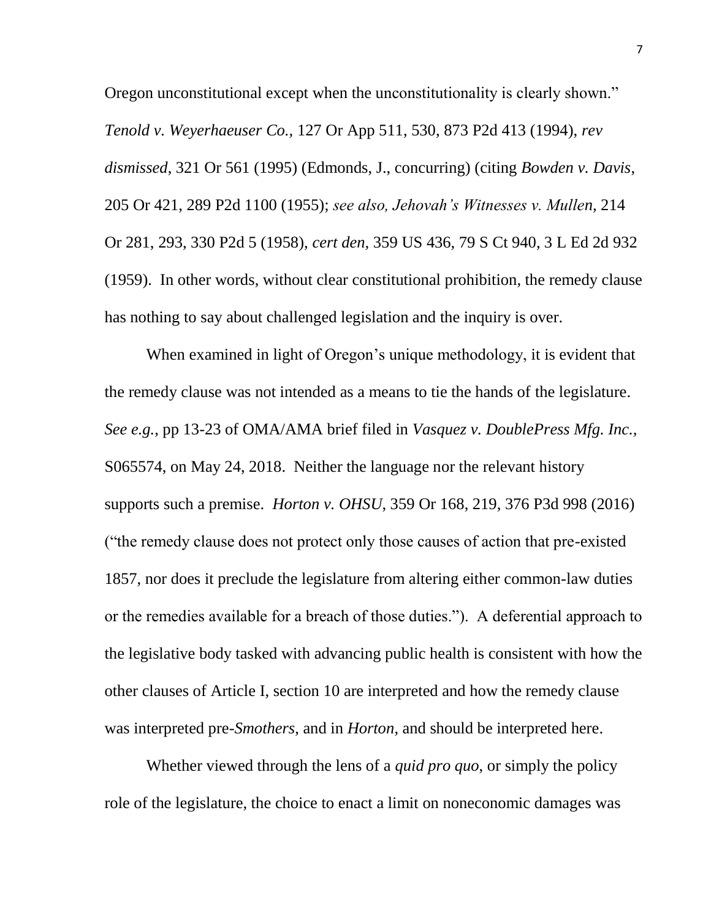Oregon unconstitutional except when the unconstitutionality is clearly shown." *Tenold v. Weyerhaeuser Co.*, 127 Or App 511, 530, 873 P2d 413 (1994), *rev dismissed*, 321 Or 561 (1995) (Edmonds, J., concurring) (citing *Bowden v. Davis*, 205 Or 421, 289 P2d 1100 (1955); *see also, Jehovah's Witnesses v. Mullen*, 214 Or 281, 293, 330 P2d 5 (1958), *cert den*, 359 US 436, 79 S Ct 940, 3 L Ed 2d 932 (1959). In other words, without clear constitutional prohibition, the remedy clause has nothing to say about challenged legislation and the inquiry is over.

When examined in light of Oregon's unique methodology, it is evident that the remedy clause was not intended as a means to tie the hands of the legislature. *See e.g.*, pp 13-23 of OMA/AMA brief filed in *Vasquez v. DoublePress Mfg. Inc.*, S065574, on May 24, 2018. Neither the language nor the relevant history supports such a premise. *Horton v. OHSU*, 359 Or 168, 219, 376 P3d 998 (2016) ("the remedy clause does not protect only those causes of action that pre-existed 1857, nor does it preclude the legislature from altering either common-law duties or the remedies available for a breach of those duties."). A deferential approach to the legislative body tasked with advancing public health is consistent with how the other clauses of Article I, section 10 are interpreted and how the remedy clause was interpreted pre-*Smothers*, and in *Horton*, and should be interpreted here.

Whether viewed through the lens of a *quid pro quo*, or simply the policy role of the legislature, the choice to enact a limit on noneconomic damages was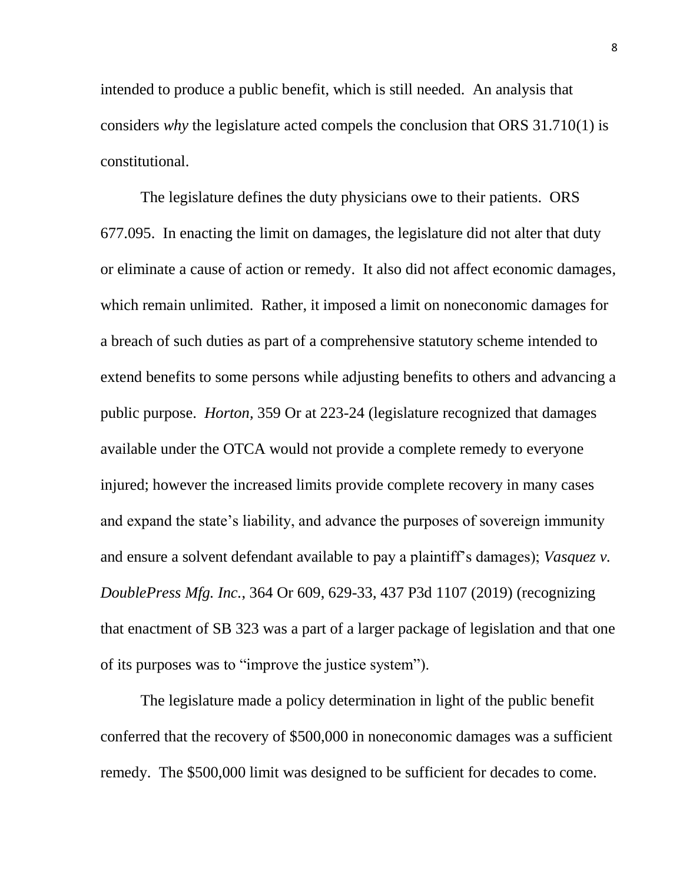intended to produce a public benefit, which is still needed. An analysis that considers *why* the legislature acted compels the conclusion that ORS 31.710(1) is constitutional.

The legislature defines the duty physicians owe to their patients. ORS 677.095. In enacting the limit on damages, the legislature did not alter that duty or eliminate a cause of action or remedy. It also did not affect economic damages, which remain unlimited. Rather, it imposed a limit on noneconomic damages for a breach of such duties as part of a comprehensive statutory scheme intended to extend benefits to some persons while adjusting benefits to others and advancing a public purpose. *Horton*, 359 Or at 223-24 (legislature recognized that damages available under the OTCA would not provide a complete remedy to everyone injured; however the increased limits provide complete recovery in many cases and expand the state's liability, and advance the purposes of sovereign immunity and ensure a solvent defendant available to pay a plaintiff's damages); *Vasquez v. DoublePress Mfg. Inc.*, 364 Or 609, 629-33, 437 P3d 1107 (2019) (recognizing that enactment of SB 323 was a part of a larger package of legislation and that one of its purposes was to "improve the justice system").

The legislature made a policy determination in light of the public benefit conferred that the recovery of $500,000 in noneconomic damages was a sufficient remedy. The $500,000 limit was designed to be sufficient for decades to come.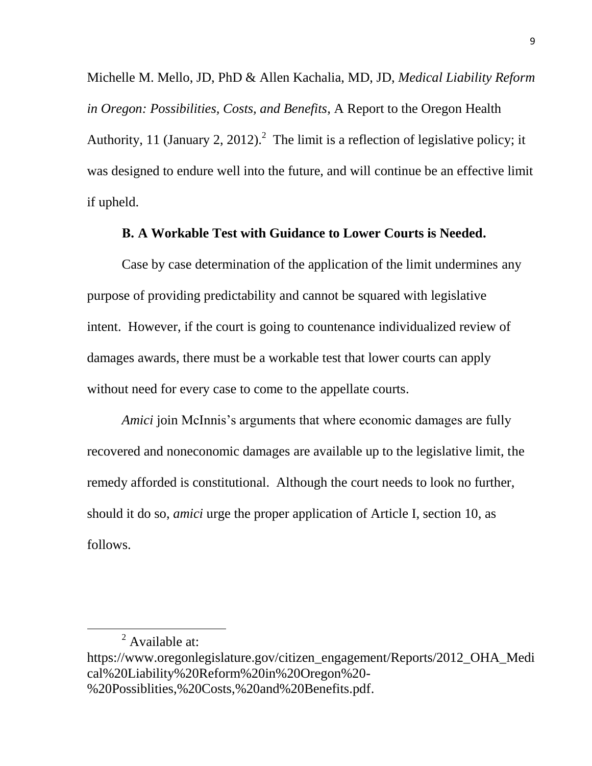Michelle M. Mello, JD, PhD & Allen Kachalia, MD, JD, *Medical Liability Reform in Oregon: Possibilities, Costs, and Benefits*, A Report to the Oregon Health Authority, 11 (January 2, 2012).[2] The limit is a reflection of legislative policy; it was designed to endure well into the future, and will continue be an effective limit if upheld.

### B. A Workable Test with Guidance to Lower Courts is Needed.

Case by case determination of the application of the limit undermines any purpose of providing predictability and cannot be squared with legislative intent. However, if the court is going to countenance individualized review of damages awards, there must be a workable test that lower courts can apply without need for every case to come to the appellate courts.

*Amici* join McInnis's arguments that where economic damages are fully recovered and noneconomic damages are available up to the legislative limit, the remedy afforded is constitutional. Although the court needs to look no further, should it do so, *amici* urge the proper application of Article I, section 10, as follows.

---

[2] Available at: https://www.oregonlegislature.gov/citizen_engagement/Reports/2012_OHA_Medical%20Liability%20Reform%20in%20Oregon%20-%20Possiblities,%20Costs,%20and%20Benefits.pdf.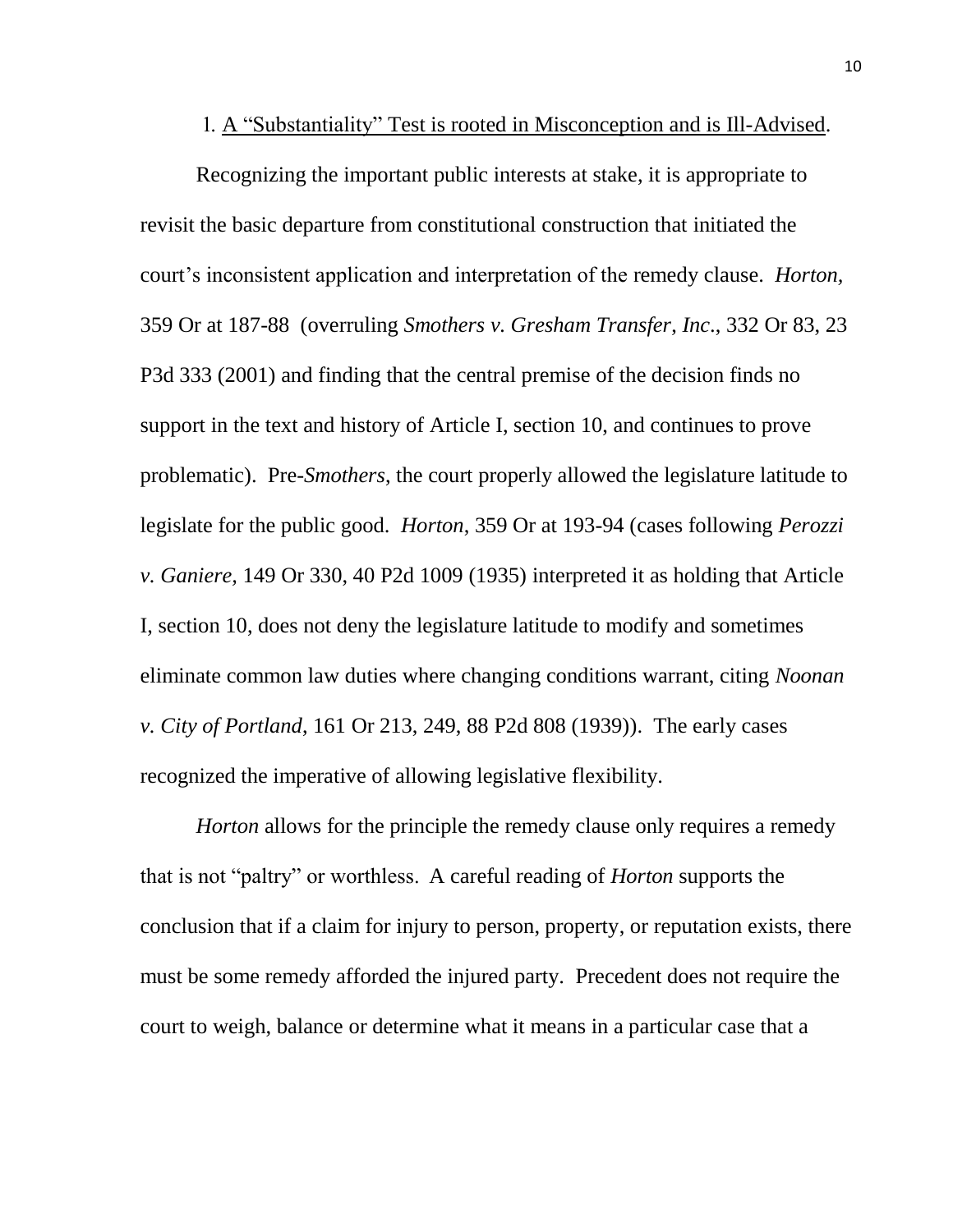1. <u>A "Substantiality" Test is rooted in Misconception and is Ill-Advised</u>.

Recognizing the important public interests at stake, it is appropriate to revisit the basic departure from constitutional construction that initiated the court's inconsistent application and interpretation of the remedy clause. *Horton*, 359 Or at 187-88 (overruling *Smothers v. Gresham Transfer, Inc*., 332 Or 83, 23 P3d 333 (2001) and finding that the central premise of the decision finds no support in the text and history of Article I, section 10, and continues to prove problematic). Pre-*Smothers*, the court properly allowed the legislature latitude to legislate for the public good. *Horton*, 359 Or at 193-94 (cases following *Perozzi v. Ganiere*, 149 Or 330, 40 P2d 1009 (1935) interpreted it as holding that Article I, section 10, does not deny the legislature latitude to modify and sometimes eliminate common law duties where changing conditions warrant, citing *Noonan v. City of Portland*, 161 Or 213, 249, 88 P2d 808 (1939)). The early cases recognized the imperative of allowing legislative flexibility.

*Horton* allows for the principle the remedy clause only requires a remedy that is not "paltry" or worthless. A careful reading of *Horton* supports the conclusion that if a claim for injury to person, property, or reputation exists, there must be some remedy afforded the injured party. Precedent does not require the court to weigh, balance or determine what it means in a particular case that a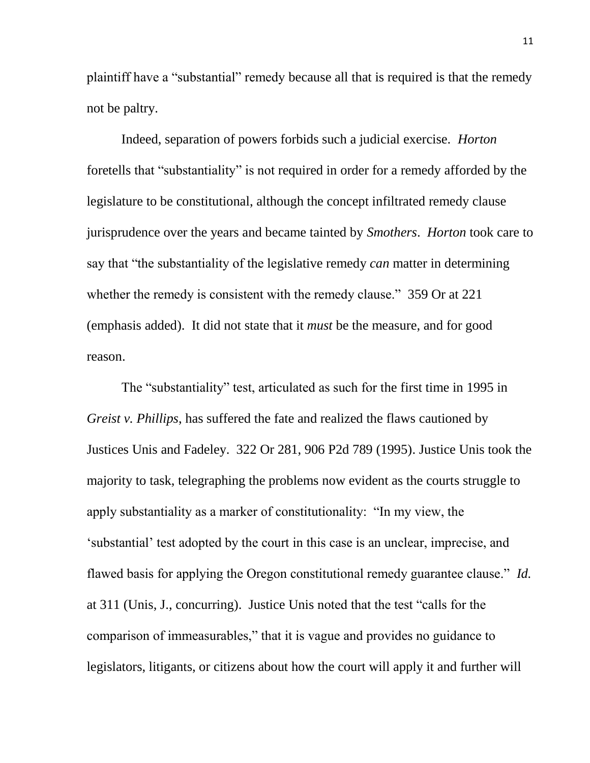plaintiff have a "substantial" remedy because all that is required is that the remedy not be paltry.

Indeed, separation of powers forbids such a judicial exercise. *Horton* foretells that "substantiality" is not required in order for a remedy afforded by the legislature to be constitutional, although the concept infiltrated remedy clause jurisprudence over the years and became tainted by *Smothers*. *Horton* took care to say that "the substantiality of the legislative remedy *can* matter in determining whether the remedy is consistent with the remedy clause." 359 Or at 221 (emphasis added). It did not state that it *must* be the measure, and for good reason.

The "substantiality" test, articulated as such for the first time in 1995 in *Greist v. Phillips*, has suffered the fate and realized the flaws cautioned by Justices Unis and Fadeley. 322 Or 281, 906 P2d 789 (1995). Justice Unis took the majority to task, telegraphing the problems now evident as the courts struggle to apply substantiality as a marker of constitutionality: "In my view, the 'substantial' test adopted by the court in this case is an unclear, imprecise, and flawed basis for applying the Oregon constitutional remedy guarantee clause." *Id.* at 311 (Unis, J., concurring). Justice Unis noted that the test "calls for the comparison of immeasurables," that it is vague and provides no guidance to legislators, litigants, or citizens about how the court will apply it and further will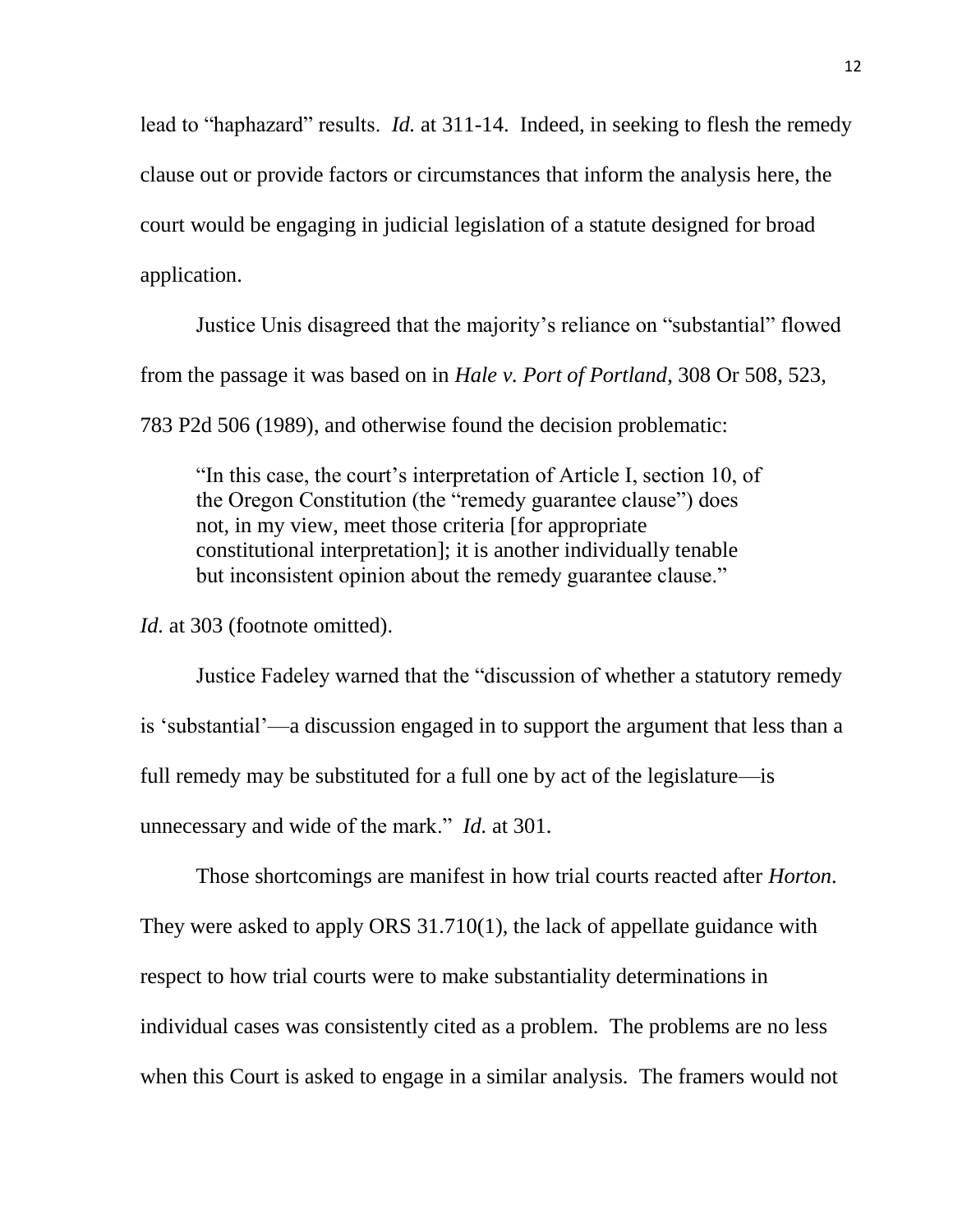lead to "haphazard" results. *Id.* at 311-14. Indeed, in seeking to flesh the remedy clause out or provide factors or circumstances that inform the analysis here, the court would be engaging in judicial legislation of a statute designed for broad application.

Justice Unis disagreed that the majority's reliance on "substantial" flowed from the passage it was based on in *Hale v. Port of Portland*, 308 Or 508, 523, 783 P2d 506 (1989), and otherwise found the decision problematic:

> "In this case, the court's interpretation of Article I, section 10, of the Oregon Constitution (the "remedy guarantee clause") does not, in my view, meet those criteria [for appropriate constitutional interpretation]; it is another individually tenable but inconsistent opinion about the remedy guarantee clause."

*Id.* at 303 (footnote omitted).

Justice Fadeley warned that the "discussion of whether a statutory remedy is 'substantial'—a discussion engaged in to support the argument that less than a full remedy may be substituted for a full one by act of the legislature—is unnecessary and wide of the mark." *Id.* at 301.

Those shortcomings are manifest in how trial courts reacted after *Horton*. They were asked to apply ORS 31.710(1), the lack of appellate guidance with respect to how trial courts were to make substantiality determinations in individual cases was consistently cited as a problem. The problems are no less when this Court is asked to engage in a similar analysis. The framers would not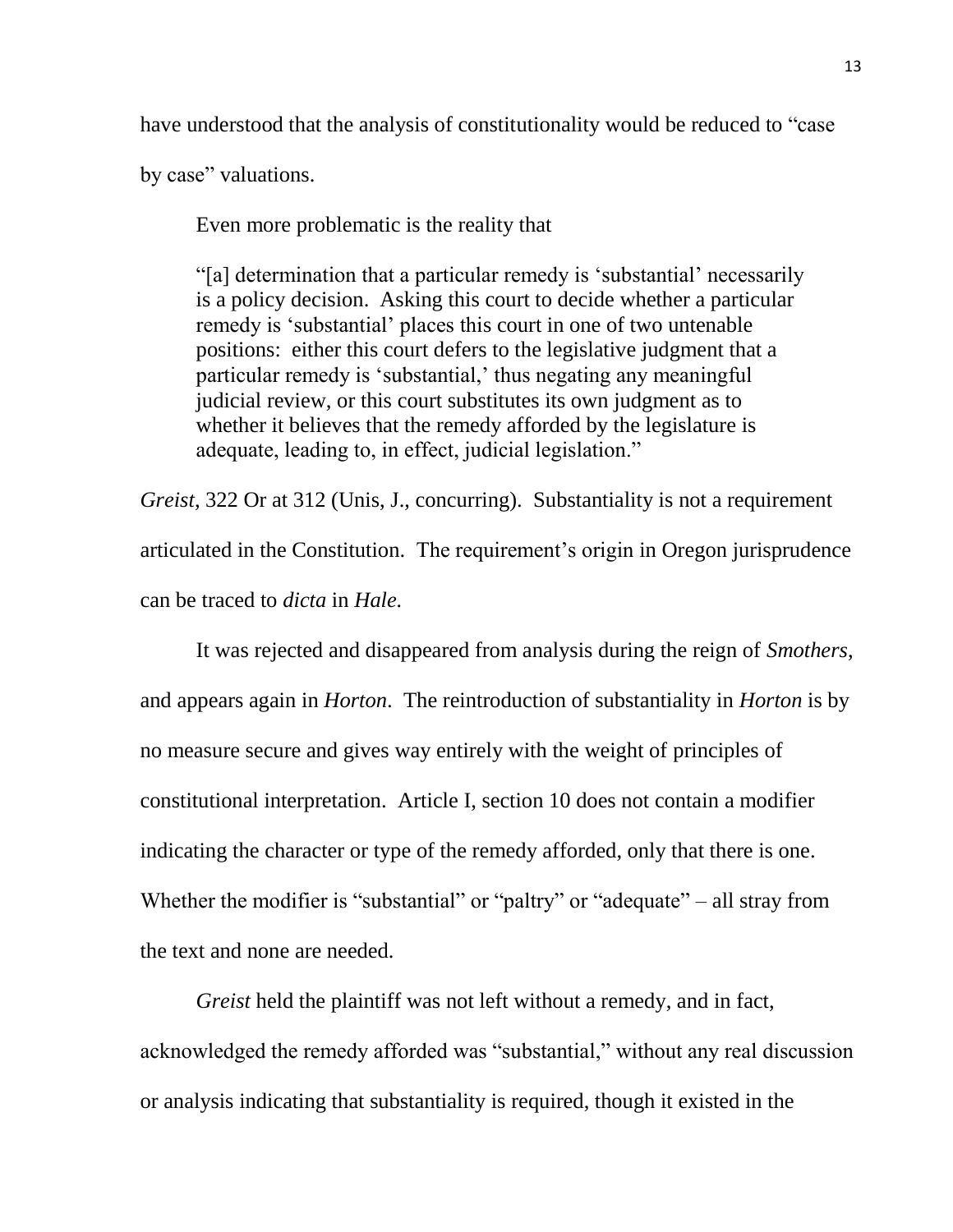have understood that the analysis of constitutionality would be reduced to "case by case" valuations.

Even more problematic is the reality that

> "[a] determination that a particular remedy is 'substantial' necessarily is a policy decision. Asking this court to decide whether a particular remedy is 'substantial' places this court in one of two untenable positions: either this court defers to the legislative judgment that a particular remedy is 'substantial,' thus negating any meaningful judicial review, or this court substitutes its own judgment as to whether it believes that the remedy afforded by the legislature is adequate, leading to, in effect, judicial legislation."

*Greist*, 322 Or at 312 (Unis, J., concurring). Substantiality is not a requirement articulated in the Constitution. The requirement's origin in Oregon jurisprudence can be traced to *dicta* in *Hale.*

It was rejected and disappeared from analysis during the reign of *Smothers*, and appears again in *Horton*. The reintroduction of substantiality in *Horton* is by no measure secure and gives way entirely with the weight of principles of constitutional interpretation. Article I, section 10 does not contain a modifier indicating the character or type of the remedy afforded, only that there is one. Whether the modifier is "substantial" or "paltry" or "adequate" – all stray from the text and none are needed.

*Greist* held the plaintiff was not left without a remedy, and in fact, acknowledged the remedy afforded was "substantial," without any real discussion or analysis indicating that substantiality is required, though it existed in the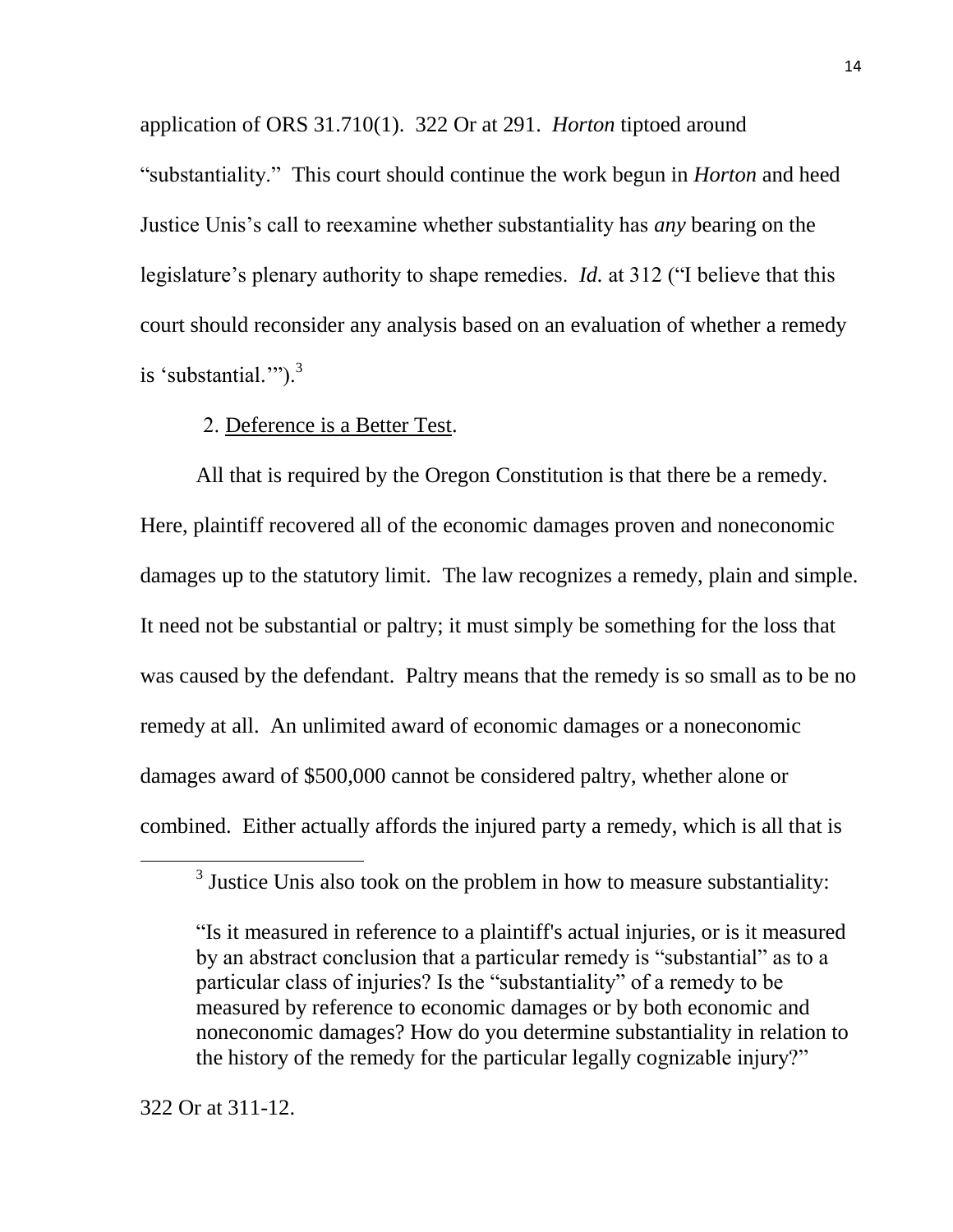application of ORS 31.710(1). 322 Or at 291. *Horton* tiptoed around "substantiality." This court should continue the work begun in *Horton* and heed Justice Unis's call to reexamine whether substantiality has *any* bearing on the legislature's plenary authority to shape remedies. *Id.* at 312 ("I believe that this court should reconsider any analysis based on an evaluation of whether a remedy is 'substantial.'").[3]

2. Deference is a Better Test.

All that is required by the Oregon Constitution is that there be a remedy. Here, plaintiff recovered all of the economic damages proven and noneconomic damages up to the statutory limit. The law recognizes a remedy, plain and simple. It need not be substantial or paltry; it must simply be something for the loss that was caused by the defendant. Paltry means that the remedy is so small as to be no remedy at all. An unlimited award of economic damages or a noneconomic damages award of $500,000 cannot be considered paltry, whether alone or combined. Either actually affords the injured party a remedy, which is all that is

---

[3] Justice Unis also took on the problem in how to measure substantiality:

> "Is it measured in reference to a plaintiff's actual injuries, or is it measured by an abstract conclusion that a particular remedy is "substantial" as to a particular class of injuries? Is the "substantiality" of a remedy to be measured by reference to economic damages or by both economic and noneconomic damages? How do you determine substantiality in relation to the history of the remedy for the particular legally cognizable injury?"

322 Or at 311-12.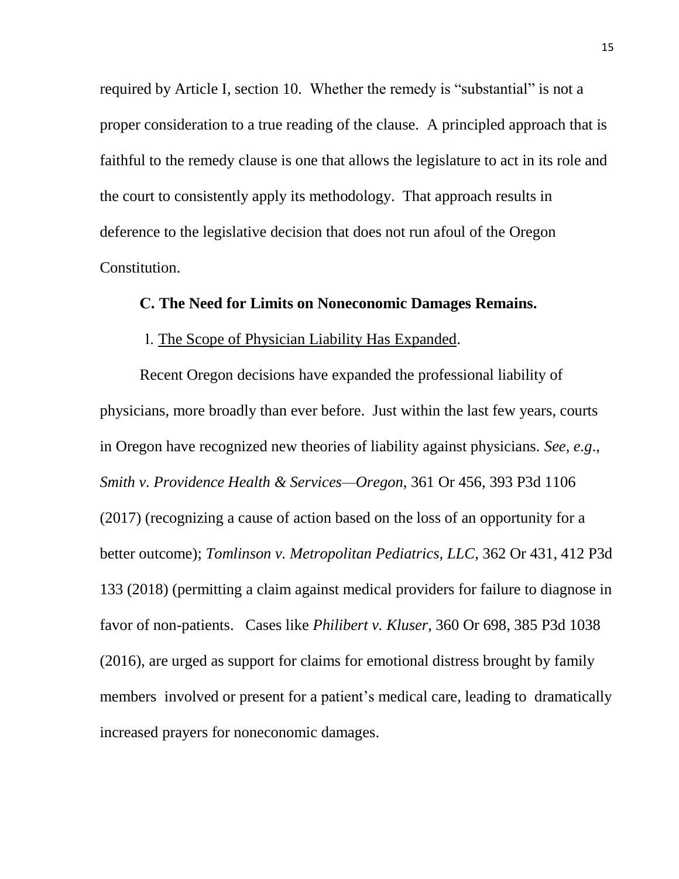required by Article I, section 10. Whether the remedy is "substantial" is not a proper consideration to a true reading of the clause. A principled approach that is faithful to the remedy clause is one that allows the legislature to act in its role and the court to consistently apply its methodology. That approach results in deference to the legislative decision that does not run afoul of the Oregon Constitution.

**C. The Need for Limits on Noneconomic Damages Remains.**

1. <u>The Scope of Physician Liability Has Expanded</u>.

Recent Oregon decisions have expanded the professional liability of physicians, more broadly than ever before. Just within the last few years, courts in Oregon have recognized new theories of liability against physicians. *See, e.g.*, *Smith v. Providence Health & Services—Oregon*, 361 Or 456, 393 P3d 1106 (2017) (recognizing a cause of action based on the loss of an opportunity for a better outcome); *Tomlinson v. Metropolitan Pediatrics, LLC*, 362 Or 431, 412 P3d 133 (2018) (permitting a claim against medical providers for failure to diagnose in favor of non-patients. Cases like *Philibert v. Kluser*, 360 Or 698, 385 P3d 1038 (2016), are urged as support for claims for emotional distress brought by family members involved or present for a patient's medical care, leading to dramatically increased prayers for noneconomic damages.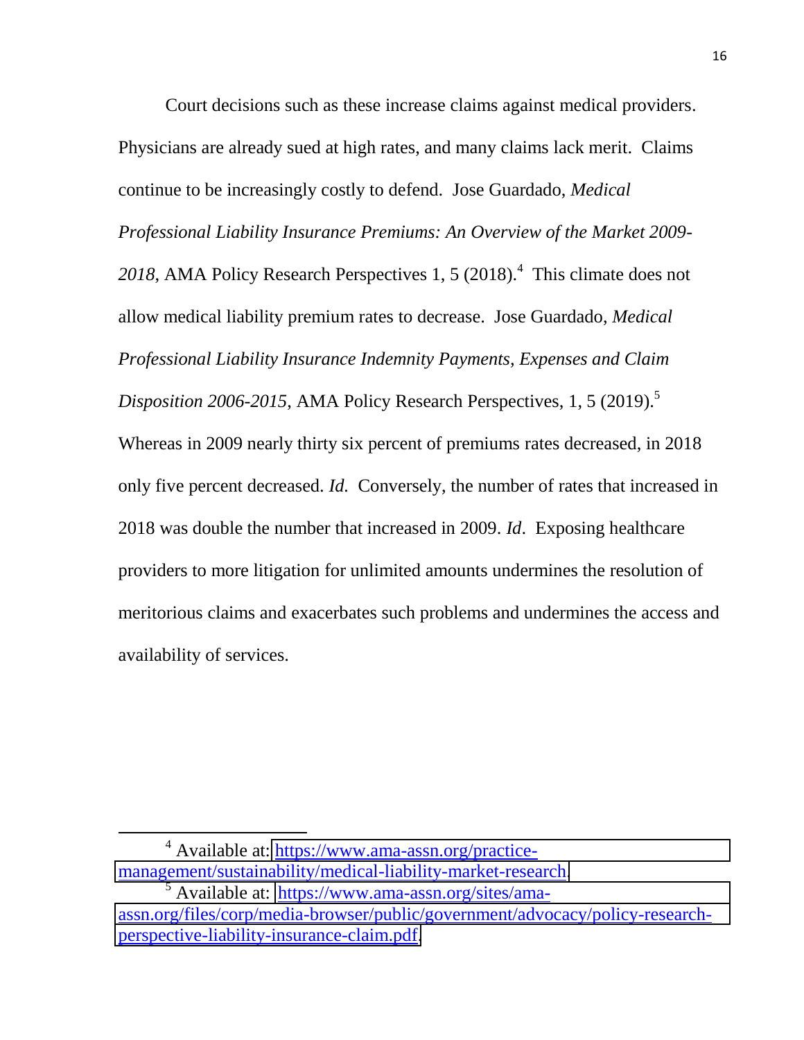Court decisions such as these increase claims against medical providers. Physicians are already sued at high rates, and many claims lack merit. Claims continue to be increasingly costly to defend. Jose Guardado, *Medical Professional Liability Insurance Premiums: An Overview of the Market 2009-2018*, AMA Policy Research Perspectives 1, 5 (2018).[4] This climate does not allow medical liability premium rates to decrease. Jose Guardado, *Medical Professional Liability Insurance Indemnity Payments, Expenses and Claim Disposition 2006-2015*, AMA Policy Research Perspectives, 1, 5 (2019).[5] Whereas in 2009 nearly thirty six percent of premiums rates decreased, in 2018 only five percent decreased. *Id.* Conversely, the number of rates that increased in 2018 was double the number that increased in 2009. *Id*. Exposing healthcare providers to more litigation for unlimited amounts undermines the resolution of meritorious claims and exacerbates such problems and undermines the access and availability of services.

---

[4] Available at: https://www.ama-assn.org/practice-management/sustainability/medical-liability-market-research.

[5] Available at: https://www.ama-assn.org/sites/ama-assn.org/files/corp/media-browser/public/government/advocacy/policy-research-perspective-liability-insurance-claim.pdf.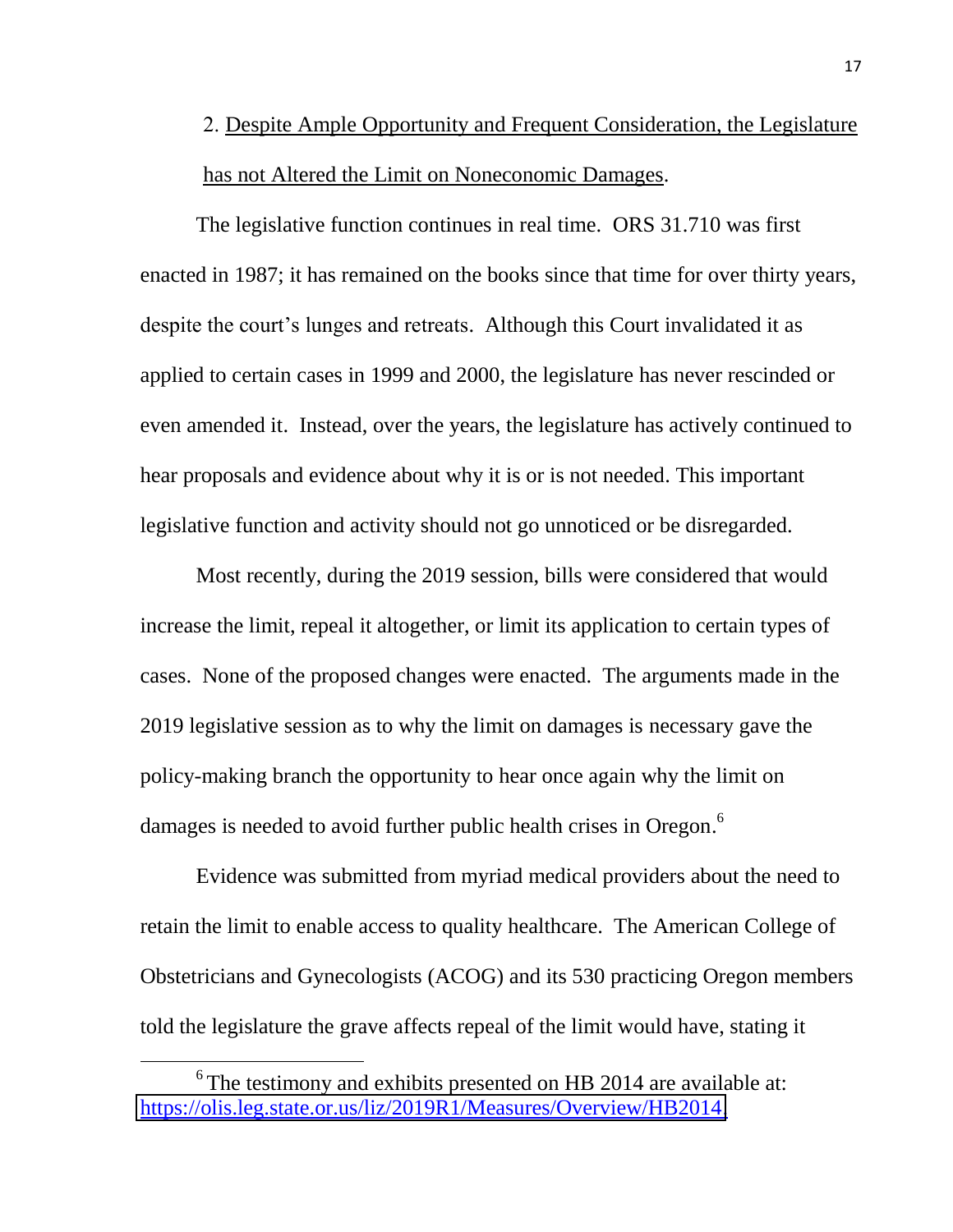2. Despite Ample Opportunity and Frequent Consideration, the Legislature has not Altered the Limit on Noneconomic Damages.

The legislative function continues in real time. ORS 31.710 was first enacted in 1987; it has remained on the books since that time for over thirty years, despite the court's lunges and retreats. Although this Court invalidated it as applied to certain cases in 1999 and 2000, the legislature has never rescinded or even amended it. Instead, over the years, the legislature has actively continued to hear proposals and evidence about why it is or is not needed. This important legislative function and activity should not go unnoticed or be disregarded.

Most recently, during the 2019 session, bills were considered that would increase the limit, repeal it altogether, or limit its application to certain types of cases. None of the proposed changes were enacted. The arguments made in the 2019 legislative session as to why the limit on damages is necessary gave the policy-making branch the opportunity to hear once again why the limit on damages is needed to avoid further public health crises in Oregon.[6]

Evidence was submitted from myriad medical providers about the need to retain the limit to enable access to quality healthcare. The American College of Obstetricians and Gynecologists (ACOG) and its 530 practicing Oregon members told the legislature the grave affects repeal of the limit would have, stating it

[6] The testimony and exhibits presented on HB 2014 are available at: https://olis.leg.state.or.us/liz/2019R1/Measures/Overview/HB2014.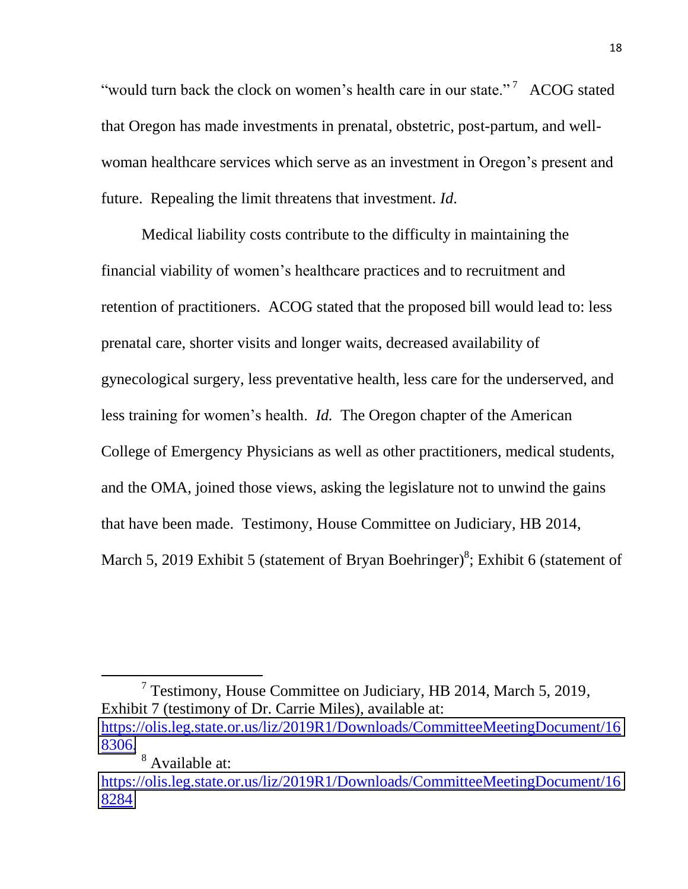"would turn back the clock on women's health care in our state."[7] ACOG stated that Oregon has made investments in prenatal, obstetric, post-partum, and well-woman healthcare services which serve as an investment in Oregon's present and future. Repealing the limit threatens that investment. *Id*.

Medical liability costs contribute to the difficulty in maintaining the financial viability of women's healthcare practices and to recruitment and retention of practitioners. ACOG stated that the proposed bill would lead to: less prenatal care, shorter visits and longer waits, decreased availability of gynecological surgery, less preventative health, less care for the underserved, and less training for women's health. *Id.* The Oregon chapter of the American College of Emergency Physicians as well as other practitioners, medical students, and the OMA, joined those views, asking the legislature not to unwind the gains that have been made. Testimony, House Committee on Judiciary, HB 2014, March 5, 2019 Exhibit 5 (statement of Bryan Boehringer)[8]; Exhibit 6 (statement of

---

[7] Testimony, House Committee on Judiciary, HB 2014, March 5, 2019, Exhibit 7 (testimony of Dr. Carrie Miles), available at: https://olis.leg.state.or.us/liz/2019R1/Downloads/CommitteeMeetingDocument/168306.

[8] Available at: https://olis.leg.state.or.us/liz/2019R1/Downloads/CommitteeMeetingDocument/168284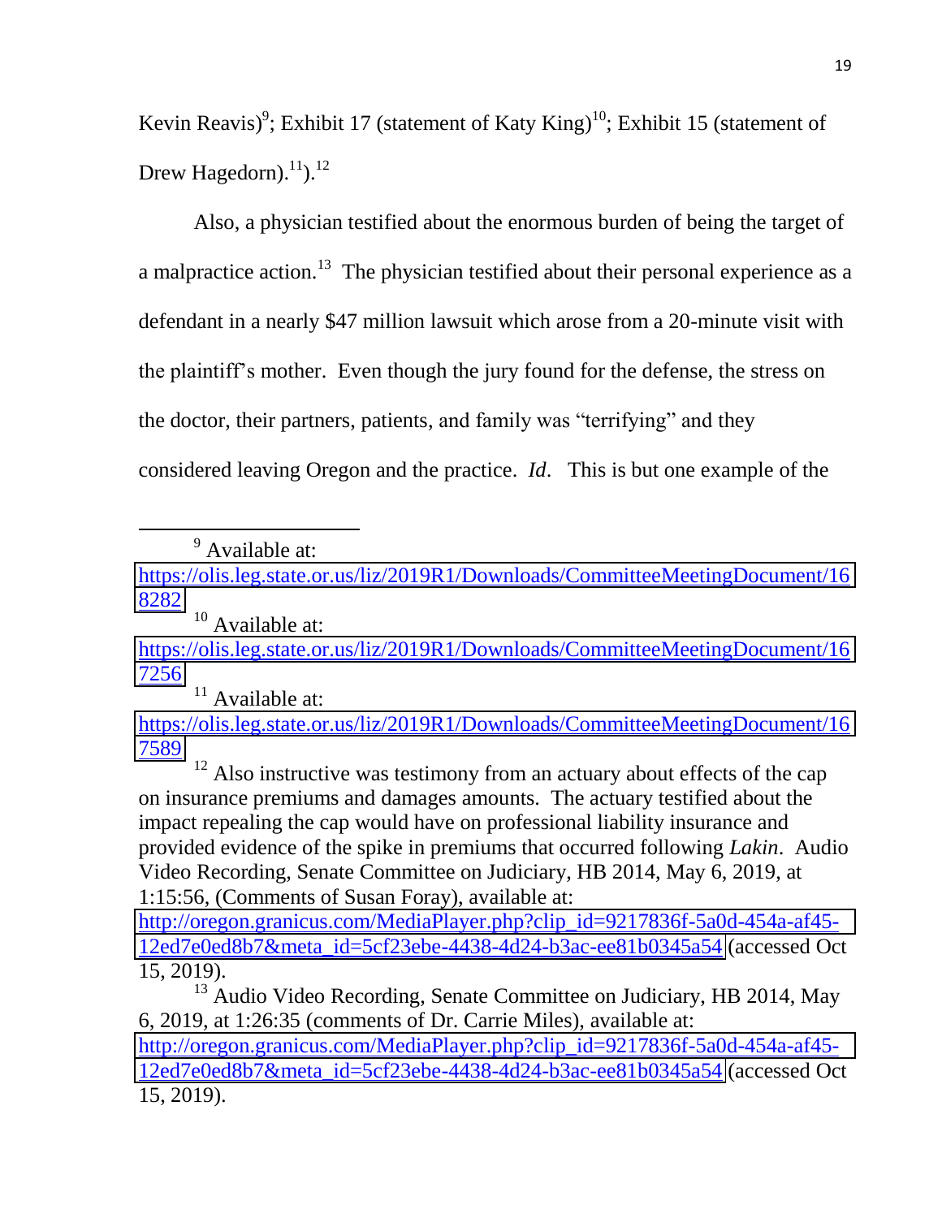Kevin Reavis)[9]; Exhibit 17 (statement of Katy King)[10]; Exhibit 15 (statement of Drew Hagedorn).[11]).[12]

Also, a physician testified about the enormous burden of being the target of a malpractice action.[13] The physician testified about their personal experience as a defendant in a nearly $47 million lawsuit which arose from a 20-minute visit with the plaintiff's mother. Even though the jury found for the defense, the stress on the doctor, their partners, patients, and family was "terrifying" and they considered leaving Oregon and the practice. *Id*. This is but one example of the

---

[9] Available at: https://olis.leg.state.or.us/liz/2019R1/Downloads/CommitteeMeetingDocument/168282

[10] Available at: https://olis.leg.state.or.us/liz/2019R1/Downloads/CommitteeMeetingDocument/167256

[11] Available at: https://olis.leg.state.or.us/liz/2019R1/Downloads/CommitteeMeetingDocument/167589

[12] Also instructive was testimony from an actuary about effects of the cap on insurance premiums and damages amounts. The actuary testified about the impact repealing the cap would have on professional liability insurance and provided evidence of the spike in premiums that occurred following *Lakin*. Audio Video Recording, Senate Committee on Judiciary, HB 2014, May 6, 2019, at 1:15:56, (Comments of Susan Foray), available at: http://oregon.granicus.com/MediaPlayer.php?clip_id=9217836f-5a0d-454a-af45-12ed7e0ed8b7&meta_id=5cf23ebe-4438-4d24-b3ac-ee81b0345a54 (accessed Oct 15, 2019).

[13] Audio Video Recording, Senate Committee on Judiciary, HB 2014, May 6, 2019, at 1:26:35 (comments of Dr. Carrie Miles), available at: http://oregon.granicus.com/MediaPlayer.php?clip_id=9217836f-5a0d-454a-af45-12ed7e0ed8b7&meta_id=5cf23ebe-4438-4d24-b3ac-ee81b0345a54 (accessed Oct 15, 2019).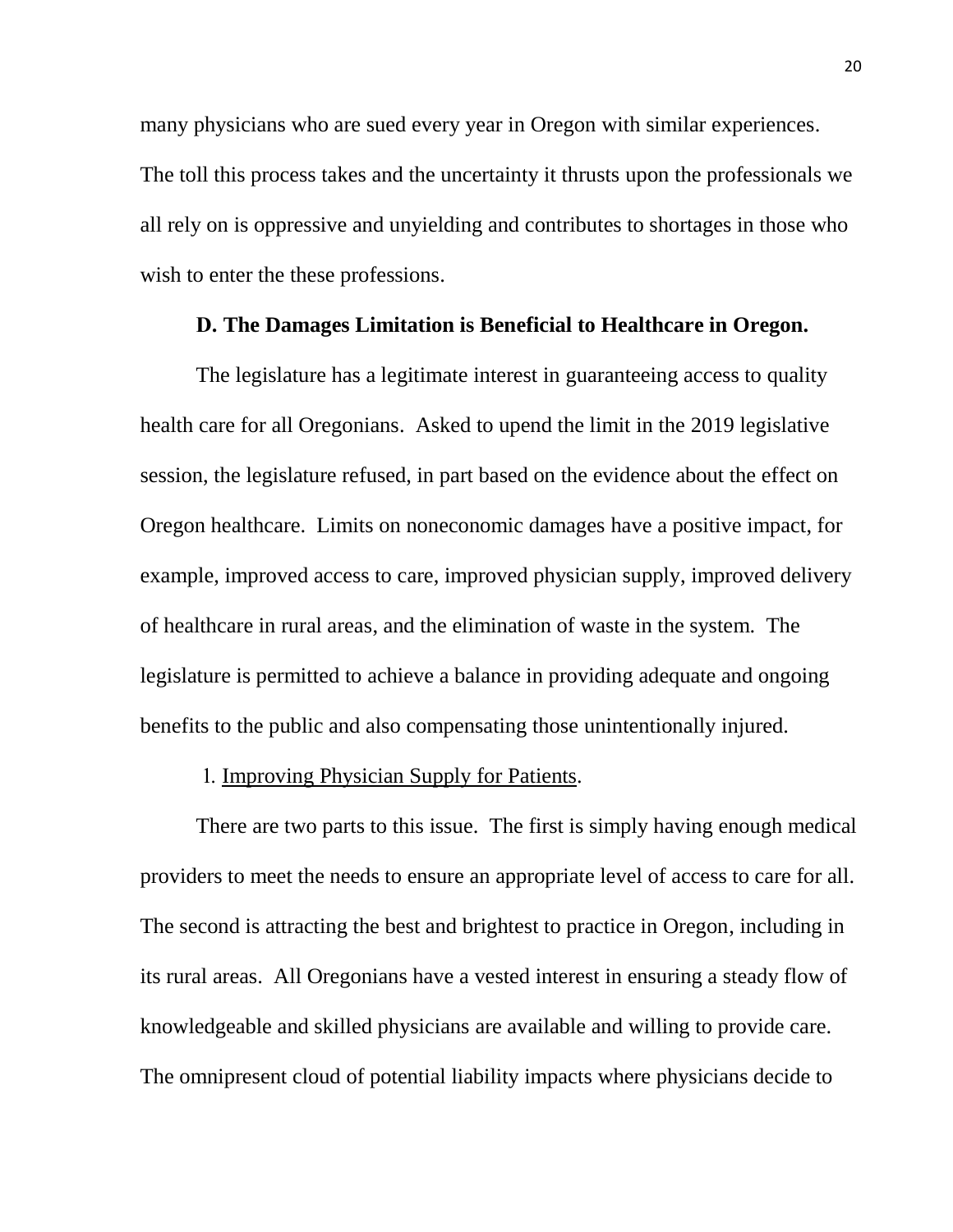many physicians who are sued every year in Oregon with similar experiences. The toll this process takes and the uncertainty it thrusts upon the professionals we all rely on is oppressive and unyielding and contributes to shortages in those who wish to enter the these professions.

**D. The Damages Limitation is Beneficial to Healthcare in Oregon.**

The legislature has a legitimate interest in guaranteeing access to quality health care for all Oregonians. Asked to upend the limit in the 2019 legislative session, the legislature refused, in part based on the evidence about the effect on Oregon healthcare. Limits on noneconomic damages have a positive impact, for example, improved access to care, improved physician supply, improved delivery of healthcare in rural areas, and the elimination of waste in the system. The legislature is permitted to achieve a balance in providing adequate and ongoing benefits to the public and also compensating those unintentionally injured.

1. <u>Improving Physician Supply for Patients</u>.

There are two parts to this issue. The first is simply having enough medical providers to meet the needs to ensure an appropriate level of access to care for all. The second is attracting the best and brightest to practice in Oregon, including in its rural areas. All Oregonians have a vested interest in ensuring a steady flow of knowledgeable and skilled physicians are available and willing to provide care. The omnipresent cloud of potential liability impacts where physicians decide to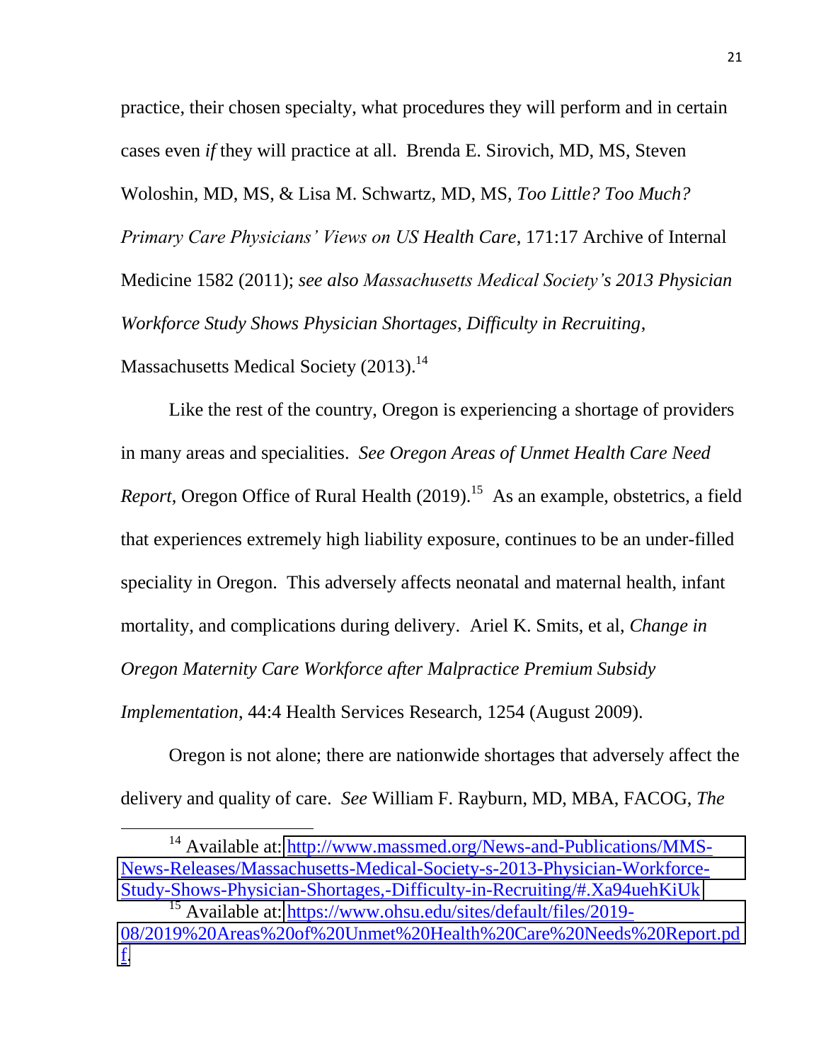practice, their chosen specialty, what procedures they will perform and in certain cases even *if* they will practice at all. Brenda E. Sirovich, MD, MS, Steven Woloshin, MD, MS, & Lisa M. Schwartz, MD, MS, *Too Little? Too Much? Primary Care Physicians' Views on US Health Care*, 171:17 Archive of Internal Medicine 1582 (2011); *see also Massachusetts Medical Society's 2013 Physician Workforce Study Shows Physician Shortages, Difficulty in Recruiting*, Massachusetts Medical Society (2013).[14]

Like the rest of the country, Oregon is experiencing a shortage of providers in many areas and specialities. *See Oregon Areas of Unmet Health Care Need Report*, Oregon Office of Rural Health (2019).[15] As an example, obstetrics, a field that experiences extremely high liability exposure, continues to be an under-filled speciality in Oregon. This adversely affects neonatal and maternal health, infant mortality, and complications during delivery. Ariel K. Smits, et al, *Change in Oregon Maternity Care Workforce after Malpractice Premium Subsidy Implementation*, 44:4 Health Services Research, 1254 (August 2009).

Oregon is not alone; there are nationwide shortages that adversely affect the delivery and quality of care. *See* William F. Rayburn, MD, MBA, FACOG, *The*

---

[14] Available at: http://www.massmed.org/News-and-Publications/MMS-News-Releases/Massachusetts-Medical-Society-s-2013-Physician-Workforce-Study-Shows-Physician-Shortages,-Difficulty-in-Recruiting/#.Xa94uehKiUk

[15] Available at: https://www.ohsu.edu/sites/default/files/2019-08/2019%20Areas%20of%20Unmet%20Health%20Care%20Needs%20Report.pdf.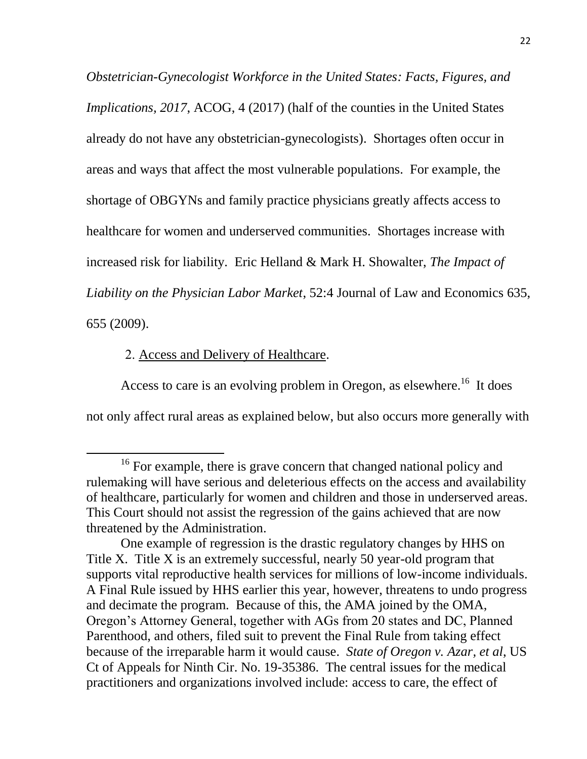*Obstetrician-Gynecologist Workforce in the United States: Facts, Figures, and Implications, 2017*, ACOG, 4 (2017) (half of the counties in the United States already do not have any obstetrician-gynecologists). Shortages often occur in areas and ways that affect the most vulnerable populations. For example, the shortage of OBGYNs and family practice physicians greatly affects access to healthcare for women and underserved communities. Shortages increase with increased risk for liability. Eric Helland & Mark H. Showalter, *The Impact of Liability on the Physician Labor Market*, 52:4 Journal of Law and Economics 635, 655 (2009).

2. Access and Delivery of Healthcare.

Access to care is an evolving problem in Oregon, as elsewhere.[16] It does not only affect rural areas as explained below, but also occurs more generally with

---

[16] For example, there is grave concern that changed national policy and rulemaking will have serious and deleterious effects on the access and availability of healthcare, particularly for women and children and those in underserved areas. This Court should not assist the regression of the gains achieved that are now threatened by the Administration.

One example of regression is the drastic regulatory changes by HHS on Title X. Title X is an extremely successful, nearly 50 year-old program that supports vital reproductive health services for millions of low-income individuals. A Final Rule issued by HHS earlier this year, however, threatens to undo progress and decimate the program. Because of this, the AMA joined by the OMA, Oregon's Attorney General, together with AGs from 20 states and DC, Planned Parenthood, and others, filed suit to prevent the Final Rule from taking effect because of the irreparable harm it would cause. *State of Oregon v. Azar, et al*, US Ct of Appeals for Ninth Cir. No. 19-35386. The central issues for the medical practitioners and organizations involved include: access to care, the effect of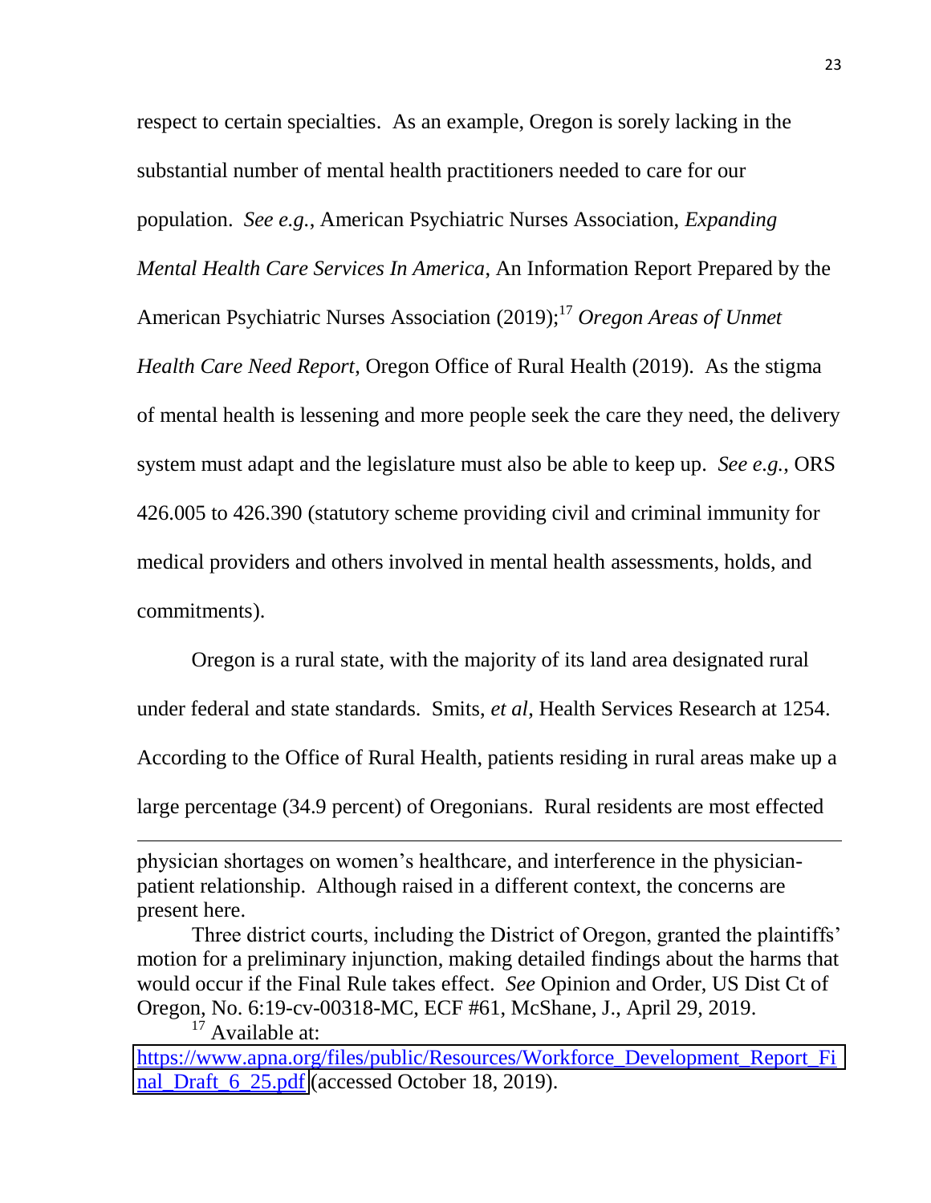respect to certain specialties. As an example, Oregon is sorely lacking in the substantial number of mental health practitioners needed to care for our population. *See e.g.*, American Psychiatric Nurses Association, *Expanding Mental Health Care Services In America*, An Information Report Prepared by the American Psychiatric Nurses Association (2019);[17] *Oregon Areas of Unmet Health Care Need Report*, Oregon Office of Rural Health (2019). As the stigma of mental health is lessening and more people seek the care they need, the delivery system must adapt and the legislature must also be able to keep up. *See e.g.*, ORS 426.005 to 426.390 (statutory scheme providing civil and criminal immunity for medical providers and others involved in mental health assessments, holds, and commitments).

Oregon is a rural state, with the majority of its land area designated rural under federal and state standards. Smits, *et al*, Health Services Research at 1254. According to the Office of Rural Health, patients residing in rural areas make up a large percentage (34.9 percent) of Oregonians. Rural residents are most effected

---

physician shortages on women's healthcare, and interference in the physician-patient relationship. Although raised in a different context, the concerns are present here.

Three district courts, including the District of Oregon, granted the plaintiffs' motion for a preliminary injunction, making detailed findings about the harms that would occur if the Final Rule takes effect. *See* Opinion and Order, US Dist Ct of Oregon, No. 6:19-cv-00318-MC, ECF #61, McShane, J., April 29, 2019.

[17] Available at: https://www.apna.org/files/public/Resources/Workforce_Development_Report_Final_Draft_6_25.pdf (accessed October 18, 2019).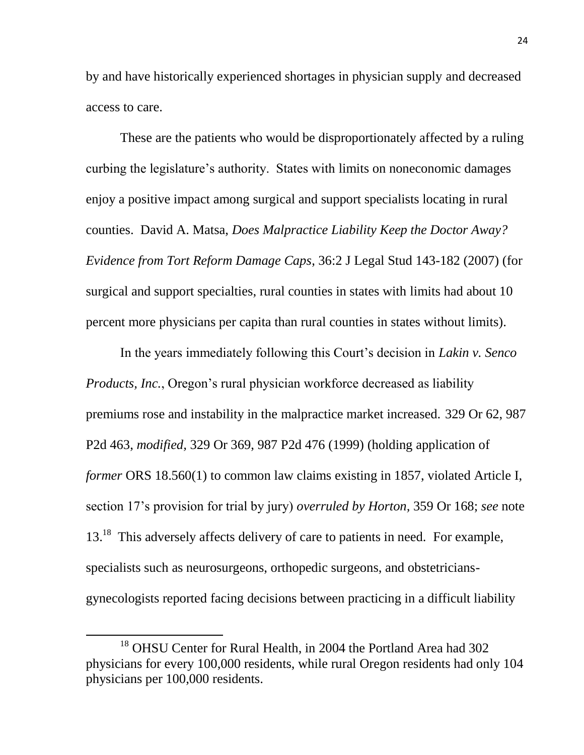by and have historically experienced shortages in physician supply and decreased access to care.

These are the patients who would be disproportionately affected by a ruling curbing the legislature's authority. States with limits on noneconomic damages enjoy a positive impact among surgical and support specialists locating in rural counties. David A. Matsa, *Does Malpractice Liability Keep the Doctor Away? Evidence from Tort Reform Damage Caps*, 36:2 J Legal Stud 143-182 (2007) (for surgical and support specialties, rural counties in states with limits had about 10 percent more physicians per capita than rural counties in states without limits).

In the years immediately following this Court's decision in *Lakin v. Senco Products, Inc.*, Oregon's rural physician workforce decreased as liability premiums rose and instability in the malpractice market increased. 329 Or 62, 987 P2d 463, *modified*, 329 Or 369, 987 P2d 476 (1999) (holding application of *former* ORS 18.560(1) to common law claims existing in 1857, violated Article I, section 17's provision for trial by jury) *overruled by Horton,* 359 Or 168; *see* note 13.[18] This adversely affects delivery of care to patients in need. For example, specialists such as neurosurgeons, orthopedic surgeons, and obstetricians-gynecologists reported facing decisions between practicing in a difficult liability

---

[18] OHSU Center for Rural Health, in 2004 the Portland Area had 302 physicians for every 100,000 residents, while rural Oregon residents had only 104 physicians per 100,000 residents.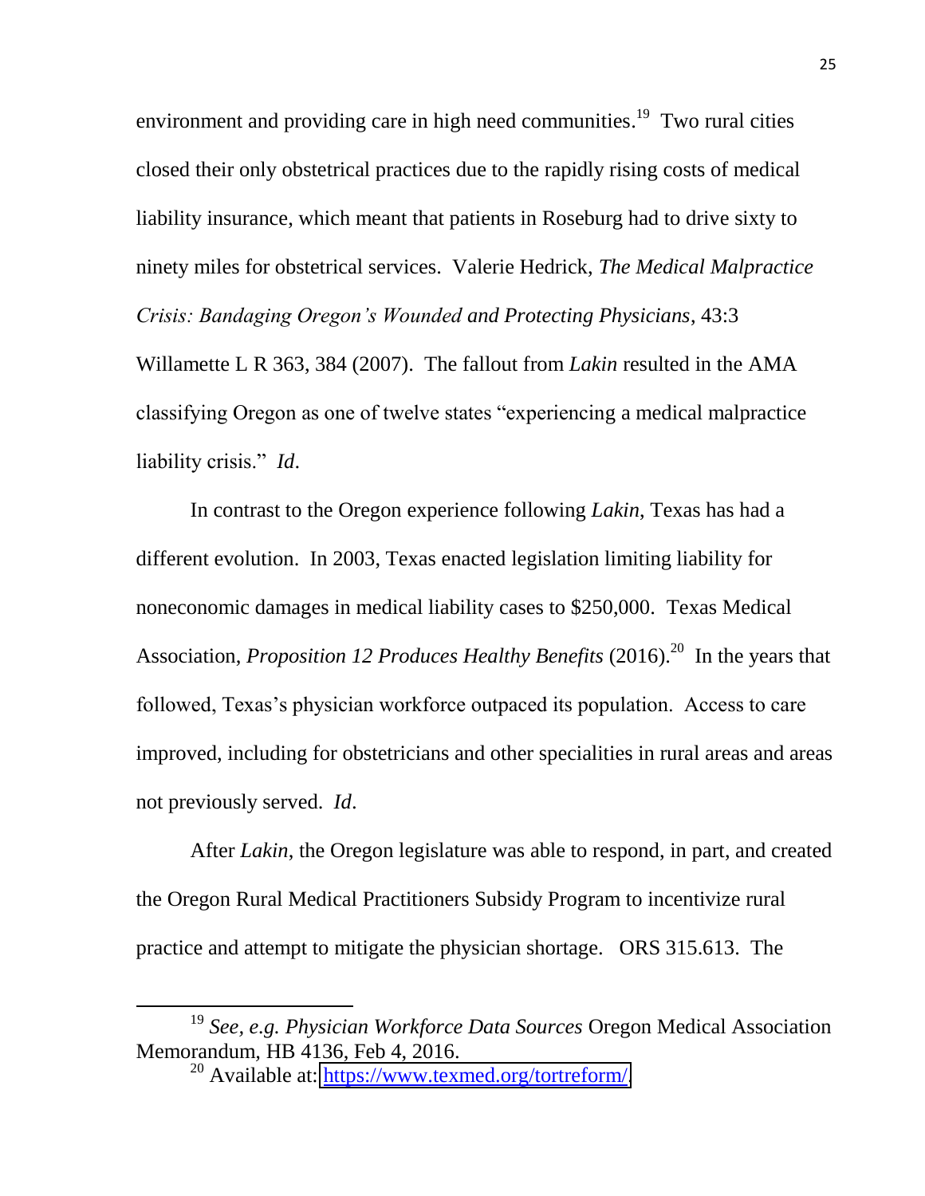environment and providing care in high need communities.[19] Two rural cities closed their only obstetrical practices due to the rapidly rising costs of medical liability insurance, which meant that patients in Roseburg had to drive sixty to ninety miles for obstetrical services. Valerie Hedrick, *The Medical Malpractice Crisis: Bandaging Oregon's Wounded and Protecting Physicians*, 43:3 Willamette L R 363, 384 (2007). The fallout from *Lakin* resulted in the AMA classifying Oregon as one of twelve states "experiencing a medical malpractice liability crisis." *Id*.

In contrast to the Oregon experience following *Lakin*, Texas has had a different evolution. In 2003, Texas enacted legislation limiting liability for noneconomic damages in medical liability cases to $250,000. Texas Medical Association, *Proposition 12 Produces Healthy Benefits* (2016).[20] In the years that followed, Texas's physician workforce outpaced its population. Access to care improved, including for obstetricians and other specialities in rural areas and areas not previously served. *Id*.

After *Lakin*, the Oregon legislature was able to respond, in part, and created the Oregon Rural Medical Practitioners Subsidy Program to incentivize rural practice and attempt to mitigate the physician shortage. ORS 315.613. The

---

[19] *See, e.g. Physician Workforce Data Sources* Oregon Medical Association Memorandum, HB 4136, Feb 4, 2016.

[20] Available at: https://www.texmed.org/tortreform/.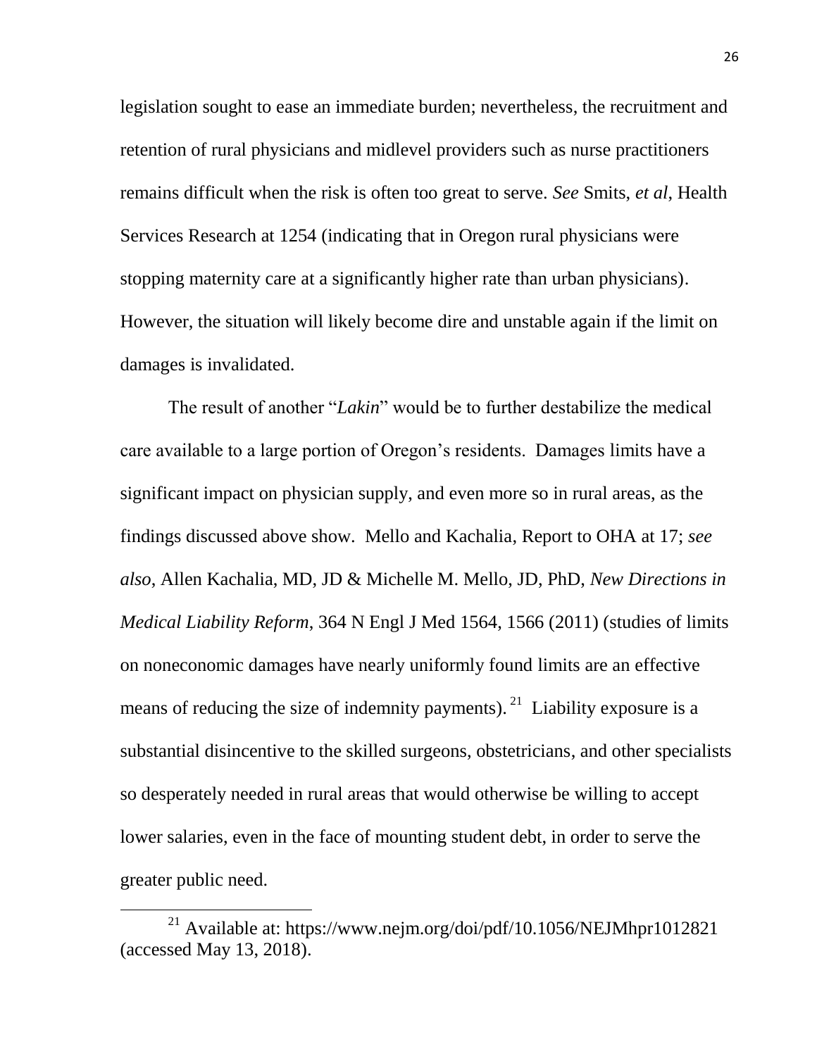legislation sought to ease an immediate burden; nevertheless, the recruitment and retention of rural physicians and midlevel providers such as nurse practitioners remains difficult when the risk is often too great to serve. *See* Smits, *et al*, Health Services Research at 1254 (indicating that in Oregon rural physicians were stopping maternity care at a significantly higher rate than urban physicians). However, the situation will likely become dire and unstable again if the limit on damages is invalidated.

The result of another "*Lakin*" would be to further destabilize the medical care available to a large portion of Oregon's residents. Damages limits have a significant impact on physician supply, and even more so in rural areas, as the findings discussed above show. Mello and Kachalia, Report to OHA at 17; *see also*, Allen Kachalia, MD, JD & Michelle M. Mello, JD, PhD, *New Directions in Medical Liability Reform*, 364 N Engl J Med 1564, 1566 (2011) (studies of limits on noneconomic damages have nearly uniformly found limits are an effective means of reducing the size of indemnity payments).[21] Liability exposure is a substantial disincentive to the skilled surgeons, obstetricians, and other specialists so desperately needed in rural areas that would otherwise be willing to accept lower salaries, even in the face of mounting student debt, in order to serve the greater public need.

---

[21] Available at: https://www.nejm.org/doi/pdf/10.1056/NEJMhpr1012821 (accessed May 13, 2018).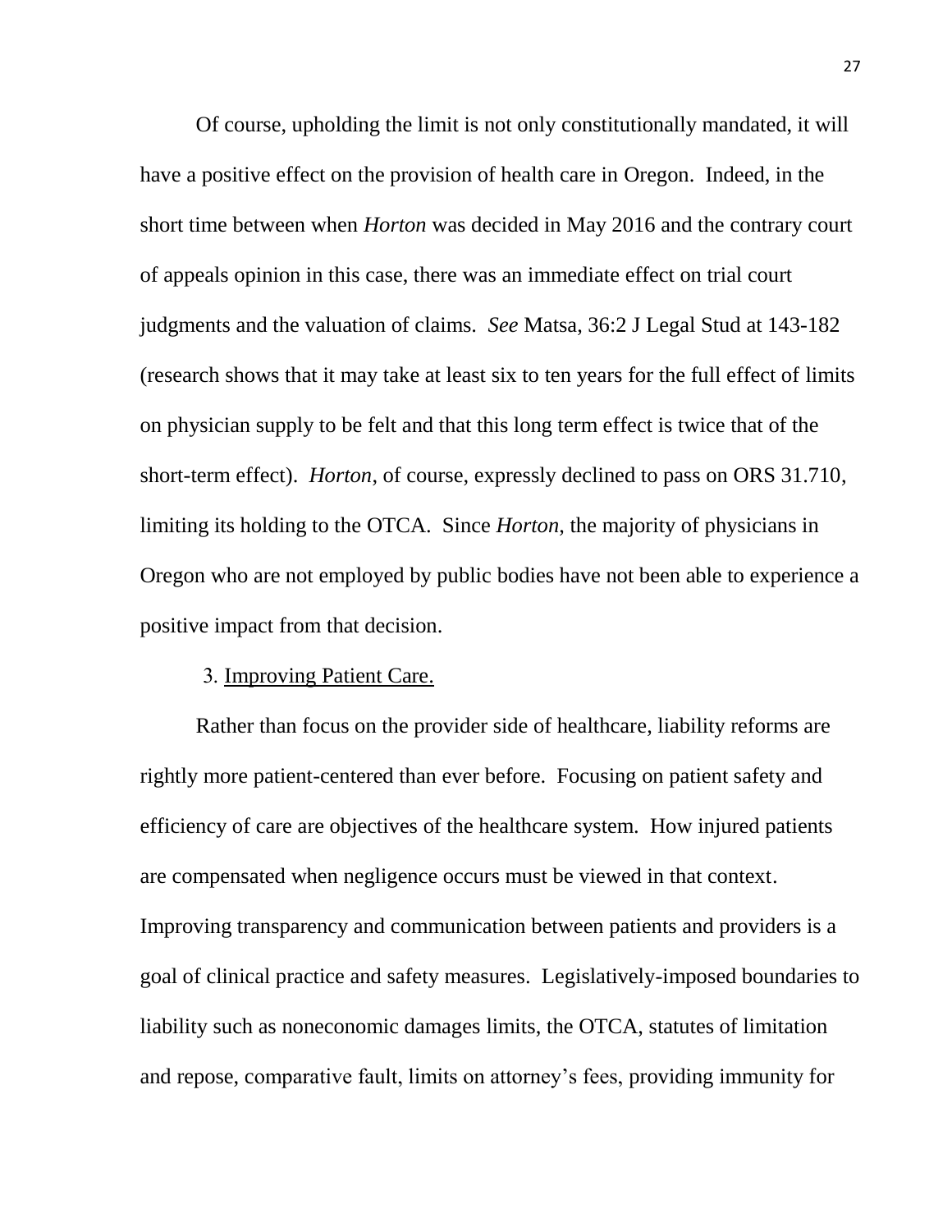Of course, upholding the limit is not only constitutionally mandated, it will have a positive effect on the provision of health care in Oregon. Indeed, in the short time between when *Horton* was decided in May 2016 and the contrary court of appeals opinion in this case, there was an immediate effect on trial court judgments and the valuation of claims. *See* Matsa, 36:2 J Legal Stud at 143-182 (research shows that it may take at least six to ten years for the full effect of limits on physician supply to be felt and that this long term effect is twice that of the short-term effect). *Horton*, of course, expressly declined to pass on ORS 31.710, limiting its holding to the OTCA. Since *Horton*, the majority of physicians in Oregon who are not employed by public bodies have not been able to experience a positive impact from that decision.

3. Improving Patient Care.

Rather than focus on the provider side of healthcare, liability reforms are rightly more patient-centered than ever before. Focusing on patient safety and efficiency of care are objectives of the healthcare system. How injured patients are compensated when negligence occurs must be viewed in that context. Improving transparency and communication between patients and providers is a goal of clinical practice and safety measures. Legislatively-imposed boundaries to liability such as noneconomic damages limits, the OTCA, statutes of limitation and repose, comparative fault, limits on attorney's fees, providing immunity for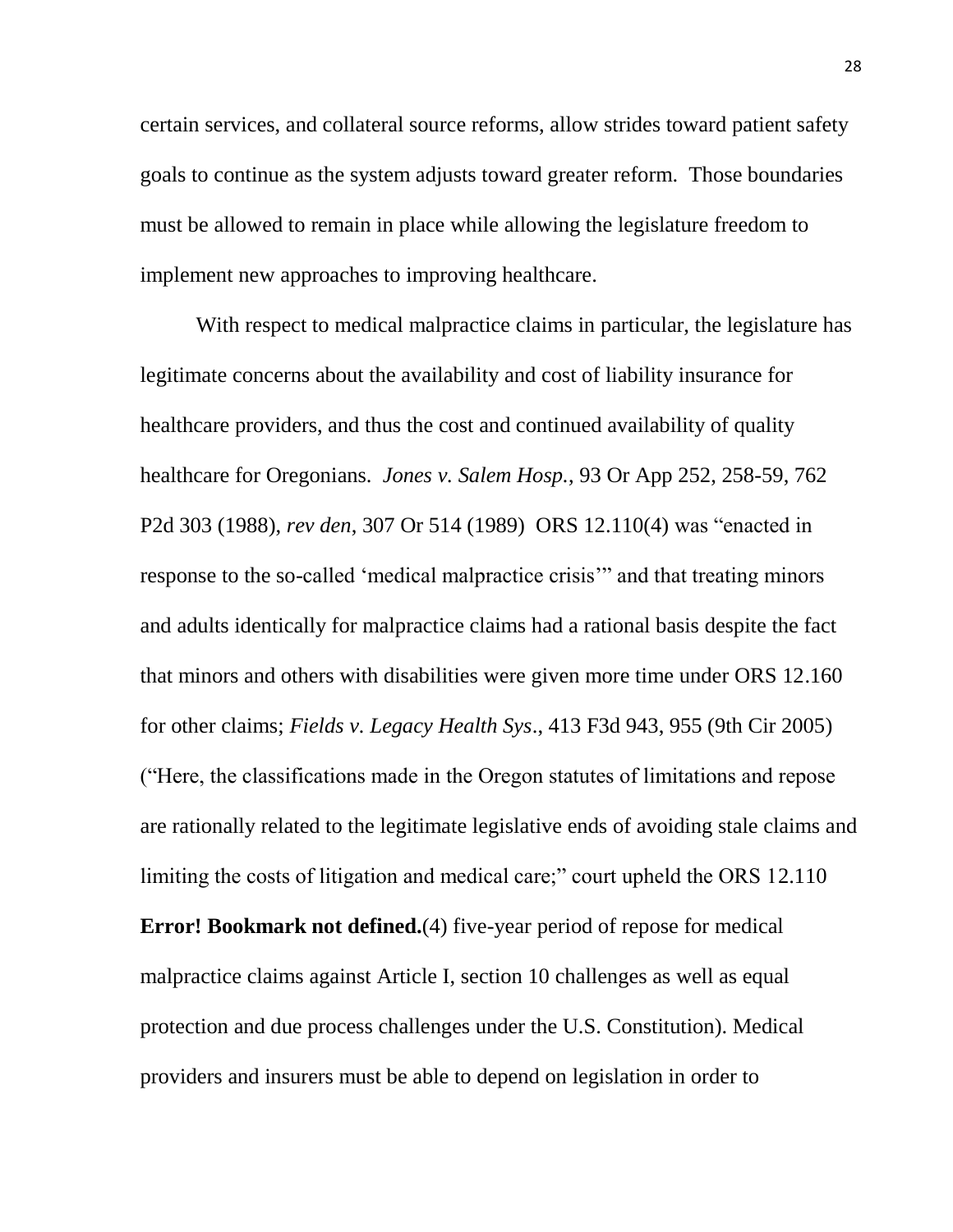certain services, and collateral source reforms, allow strides toward patient safety goals to continue as the system adjusts toward greater reform. Those boundaries must be allowed to remain in place while allowing the legislature freedom to implement new approaches to improving healthcare.

With respect to medical malpractice claims in particular, the legislature has legitimate concerns about the availability and cost of liability insurance for healthcare providers, and thus the cost and continued availability of quality healthcare for Oregonians. *Jones v. Salem Hosp.*, 93 Or App 252, 258-59, 762 P2d 303 (1988), *rev den*, 307 Or 514 (1989) ORS 12.110(4) was "enacted in response to the so-called 'medical malpractice crisis'" and that treating minors and adults identically for malpractice claims had a rational basis despite the fact that minors and others with disabilities were given more time under ORS 12.160 for other claims; *Fields v. Legacy Health Sys*., 413 F3d 943, 955 (9th Cir 2005) ("Here, the classifications made in the Oregon statutes of limitations and repose are rationally related to the legitimate legislative ends of avoiding stale claims and limiting the costs of litigation and medical care;" court upheld the ORS 12.110 **Error! Bookmark not defined.**(4) five-year period of repose for medical malpractice claims against Article I, section 10 challenges as well as equal protection and due process challenges under the U.S. Constitution). Medical providers and insurers must be able to depend on legislation in order to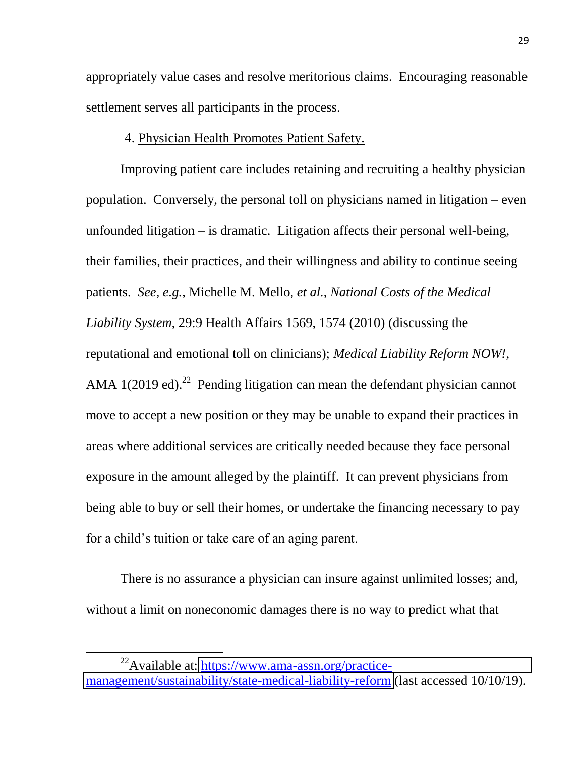appropriately value cases and resolve meritorious claims. Encouraging reasonable settlement serves all participants in the process.

4. <u>Physician Health Promotes Patient Safety.</u>

Improving patient care includes retaining and recruiting a healthy physician population. Conversely, the personal toll on physicians named in litigation – even unfounded litigation – is dramatic. Litigation affects their personal well-being, their families, their practices, and their willingness and ability to continue seeing patients. *See, e.g.*, Michelle M. Mello, *et al.*, *National Costs of the Medical Liability System*, 29:9 Health Affairs 1569, 1574 (2010) (discussing the reputational and emotional toll on clinicians); *Medical Liability Reform NOW!*, AMA 1(2019 ed).[22] Pending litigation can mean the defendant physician cannot move to accept a new position or they may be unable to expand their practices in areas where additional services are critically needed because they face personal exposure in the amount alleged by the plaintiff. It can prevent physicians from being able to buy or sell their homes, or undertake the financing necessary to pay for a child's tuition or take care of an aging parent.

There is no assurance a physician can insure against unlimited losses; and, without a limit on noneconomic damages there is no way to predict what that

---

[22] Available at: https://www.ama-assn.org/practice-management/sustainability/state-medical-liability-reform (last accessed 10/10/19).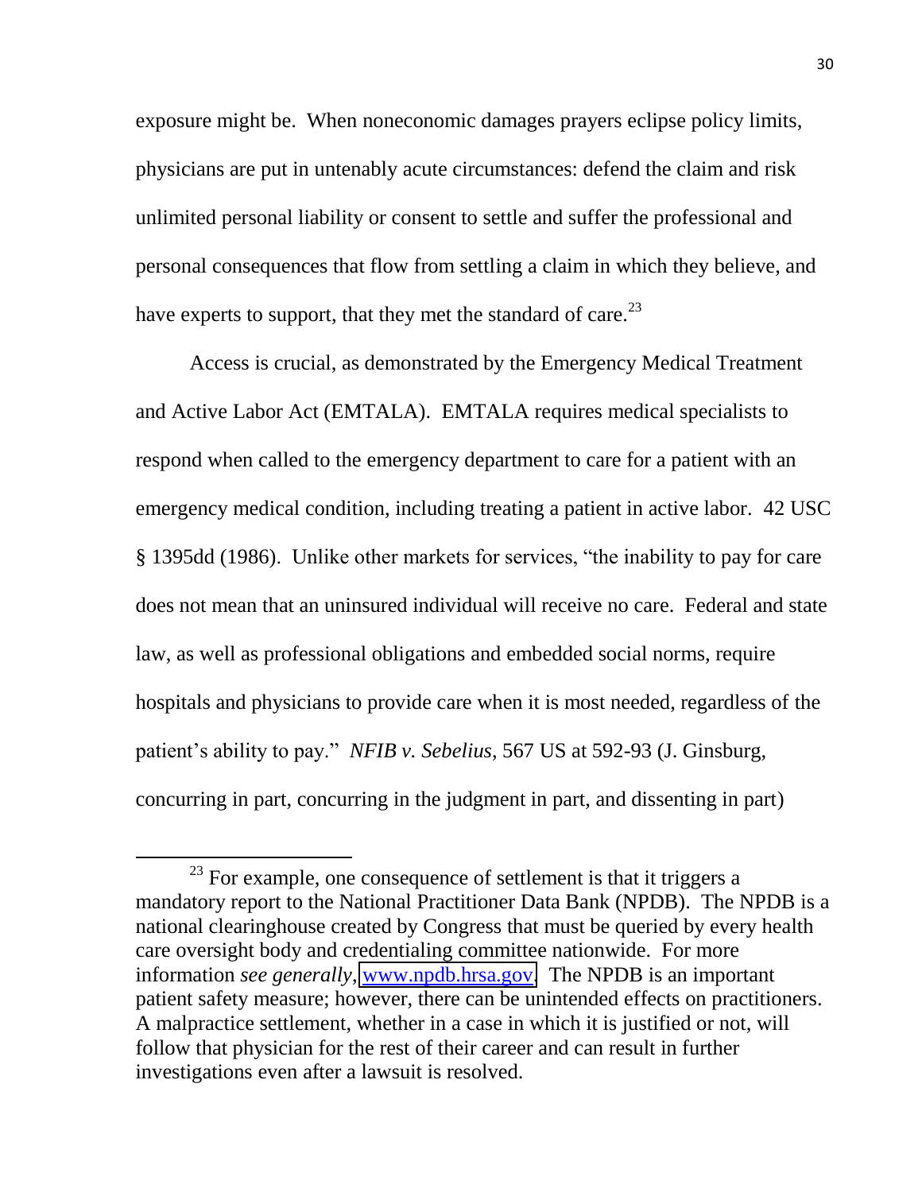exposure might be. When noneconomic damages prayers eclipse policy limits, physicians are put in untenably acute circumstances: defend the claim and risk unlimited personal liability or consent to settle and suffer the professional and personal consequences that flow from settling a claim in which they believe, and have experts to support, that they met the standard of care.[23]

Access is crucial, as demonstrated by the Emergency Medical Treatment and Active Labor Act (EMTALA). EMTALA requires medical specialists to respond when called to the emergency department to care for a patient with an emergency medical condition, including treating a patient in active labor. 42 USC § 1395dd (1986). Unlike other markets for services, "the inability to pay for care does not mean that an uninsured individual will receive no care. Federal and state law, as well as professional obligations and embedded social norms, require hospitals and physicians to provide care when it is most needed, regardless of the patient's ability to pay." *NFIB v. Sebelius*, 567 US at 592-93 (J. Ginsburg, concurring in part, concurring in the judgment in part, and dissenting in part)

---

[23] For example, one consequence of settlement is that it triggers a mandatory report to the National Practitioner Data Bank (NPDB). The NPDB is a national clearinghouse created by Congress that must be queried by every health care oversight body and credentialing committee nationwide. For more information *see generally*, [www.npdb.hrsa.gov](http://www.npdb.hrsa.gov). The NPDB is an important patient safety measure; however, there can be unintended effects on practitioners. A malpractice settlement, whether in a case in which it is justified or not, will follow that physician for the rest of their career and can result in further investigations even after a lawsuit is resolved.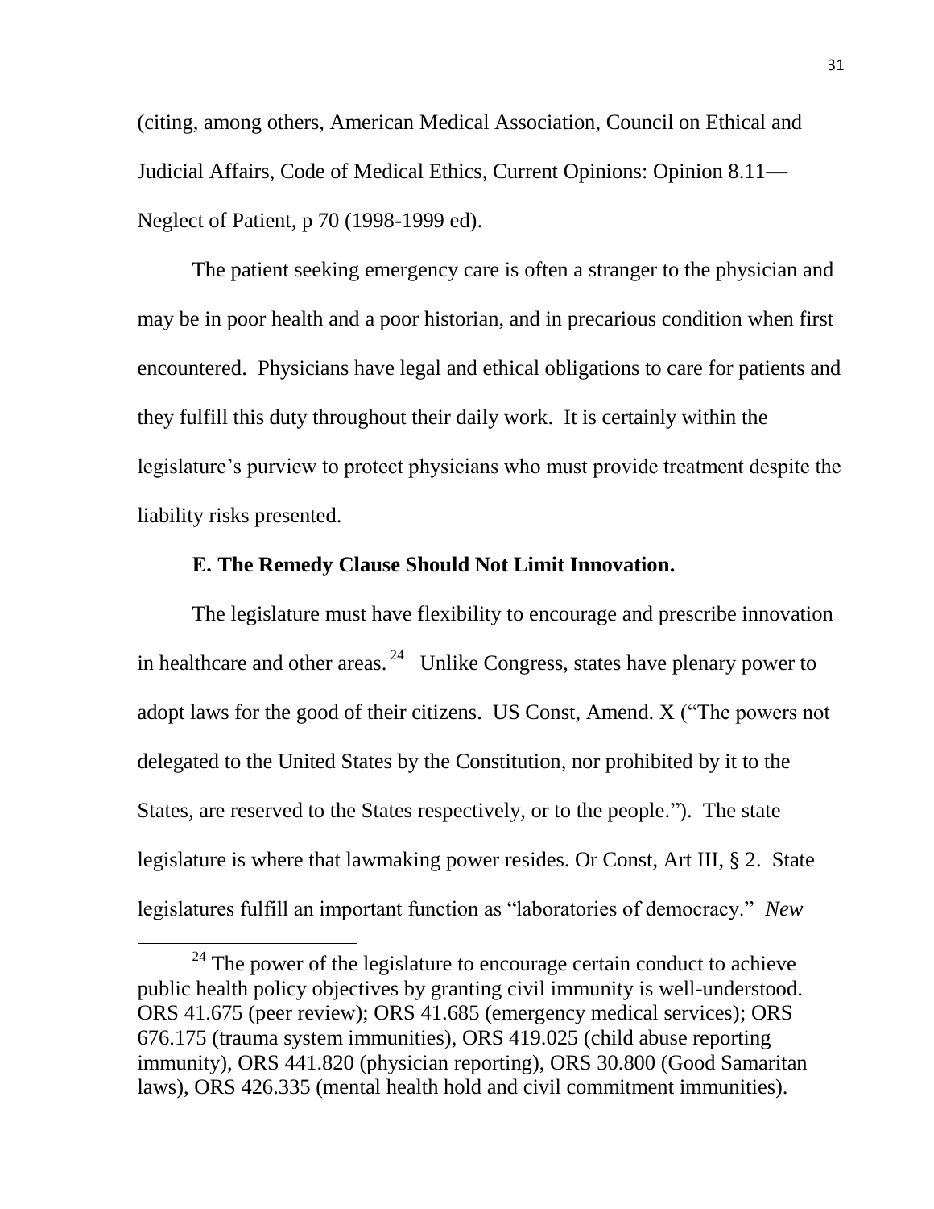(citing, among others, American Medical Association, Council on Ethical and Judicial Affairs, Code of Medical Ethics, Current Opinions: Opinion 8.11—Neglect of Patient, p 70 (1998-1999 ed).

The patient seeking emergency care is often a stranger to the physician and may be in poor health and a poor historian, and in precarious condition when first encountered. Physicians have legal and ethical obligations to care for patients and they fulfill this duty throughout their daily work. It is certainly within the legislature's purview to protect physicians who must provide treatment despite the liability risks presented.

**E. The Remedy Clause Should Not Limit Innovation.**

The legislature must have flexibility to encourage and prescribe innovation in healthcare and other areas.[24] Unlike Congress, states have plenary power to adopt laws for the good of their citizens. US Const, Amend. X ("The powers not delegated to the United States by the Constitution, nor prohibited by it to the States, are reserved to the States respectively, or to the people."). The state legislature is where that lawmaking power resides. Or Const, Art III, § 2. State legislatures fulfill an important function as "laboratories of democracy." *New*

[24] The power of the legislature to encourage certain conduct to achieve public health policy objectives by granting civil immunity is well-understood. ORS 41.675 (peer review); ORS 41.685 (emergency medical services); ORS 676.175 (trauma system immunities), ORS 419.025 (child abuse reporting immunity), ORS 441.820 (physician reporting), ORS 30.800 (Good Samaritan laws), ORS 426.335 (mental health hold and civil commitment immunities).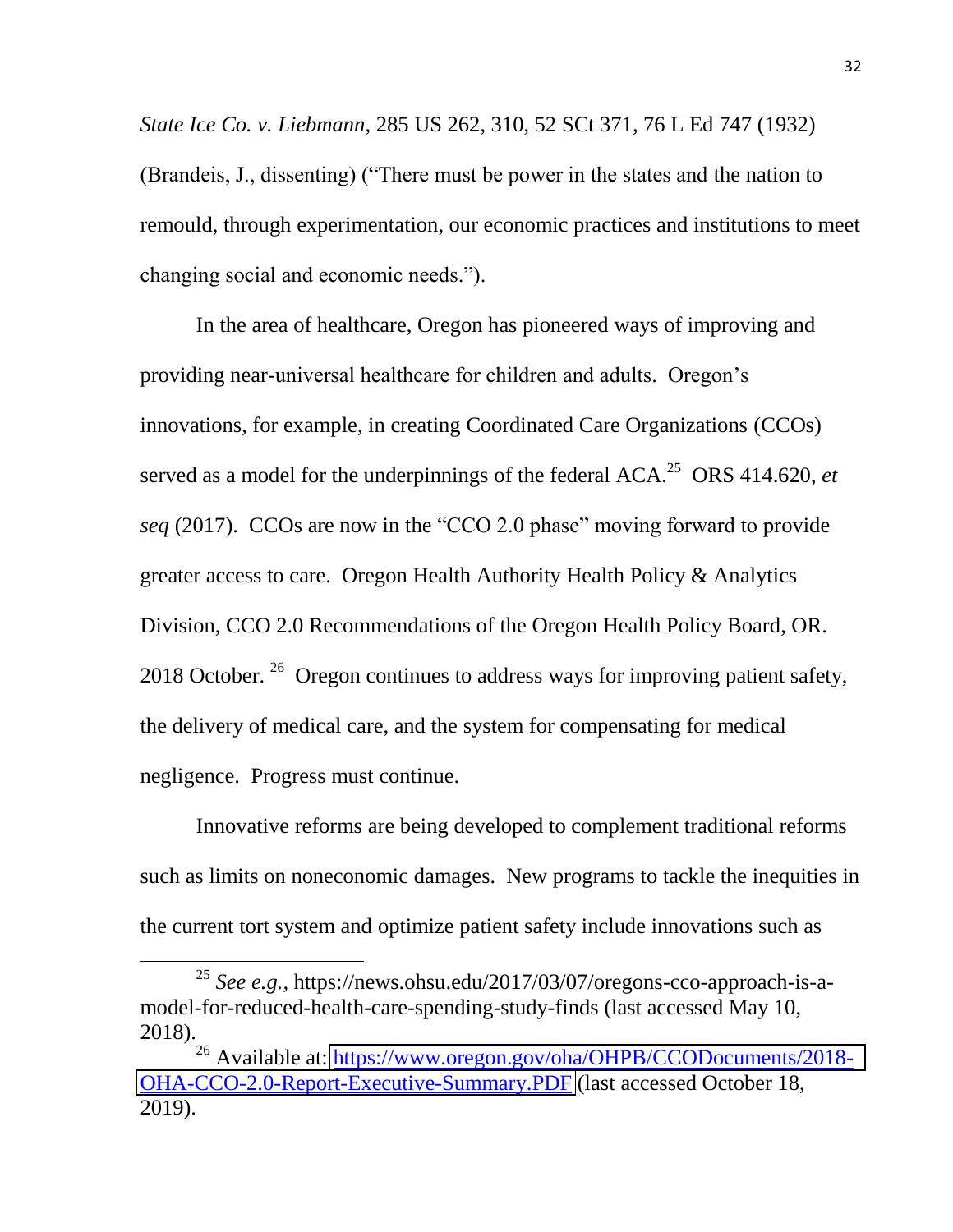*State Ice Co. v. Liebmann*, 285 US 262, 310, 52 SCt 371, 76 L Ed 747 (1932) (Brandeis, J., dissenting) ("There must be power in the states and the nation to remould, through experimentation, our economic practices and institutions to meet changing social and economic needs.").

In the area of healthcare, Oregon has pioneered ways of improving and providing near-universal healthcare for children and adults. Oregon's innovations, for example, in creating Coordinated Care Organizations (CCOs) served as a model for the underpinnings of the federal ACA.[25] ORS 414.620, *et seq* (2017). CCOs are now in the "CCO 2.0 phase" moving forward to provide greater access to care. Oregon Health Authority Health Policy & Analytics Division, CCO 2.0 Recommendations of the Oregon Health Policy Board, OR. 2018 October.[26] Oregon continues to address ways for improving patient safety, the delivery of medical care, and the system for compensating for medical negligence. Progress must continue.

Innovative reforms are being developed to complement traditional reforms such as limits on noneconomic damages. New programs to tackle the inequities in the current tort system and optimize patient safety include innovations such as

---

[25] *See e.g.*, https://news.ohsu.edu/2017/03/07/oregons-cco-approach-is-a-model-for-reduced-health-care-spending-study-finds (last accessed May 10, 2018).

[26] Available at: [https://www.oregon.gov/oha/OHPB/CCODocuments/2018-OHA-CCO-2.0-Report-Executive-Summary.PDF](https://www.oregon.gov/oha/OHPB/CCODocuments/2018-OHA-CCO-2.0-Report-Executive-Summary.PDF) (last accessed October 18, 2019).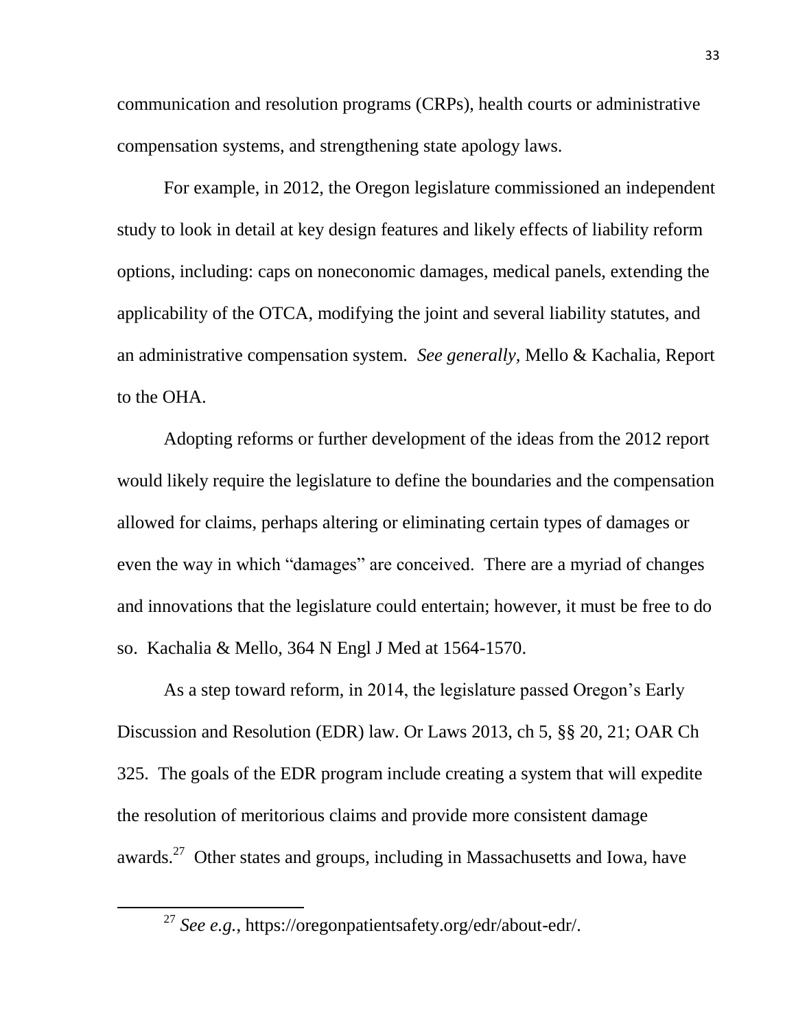communication and resolution programs (CRPs), health courts or administrative compensation systems, and strengthening state apology laws.

For example, in 2012, the Oregon legislature commissioned an independent study to look in detail at key design features and likely effects of liability reform options, including: caps on noneconomic damages, medical panels, extending the applicability of the OTCA, modifying the joint and several liability statutes, and an administrative compensation system. *See generally,* Mello & Kachalia, Report to the OHA.

Adopting reforms or further development of the ideas from the 2012 report would likely require the legislature to define the boundaries and the compensation allowed for claims, perhaps altering or eliminating certain types of damages or even the way in which "damages" are conceived. There are a myriad of changes and innovations that the legislature could entertain; however, it must be free to do so. Kachalia & Mello, 364 N Engl J Med at 1564-1570.

As a step toward reform, in 2014, the legislature passed Oregon's Early Discussion and Resolution (EDR) law. Or Laws 2013, ch 5, §§ 20, 21; OAR Ch 325. The goals of the EDR program include creating a system that will expedite the resolution of meritorious claims and provide more consistent damage awards.[27] Other states and groups, including in Massachusetts and Iowa, have

---

[27] *See e.g.,* https://oregonpatientsafety.org/edr/about-edr/.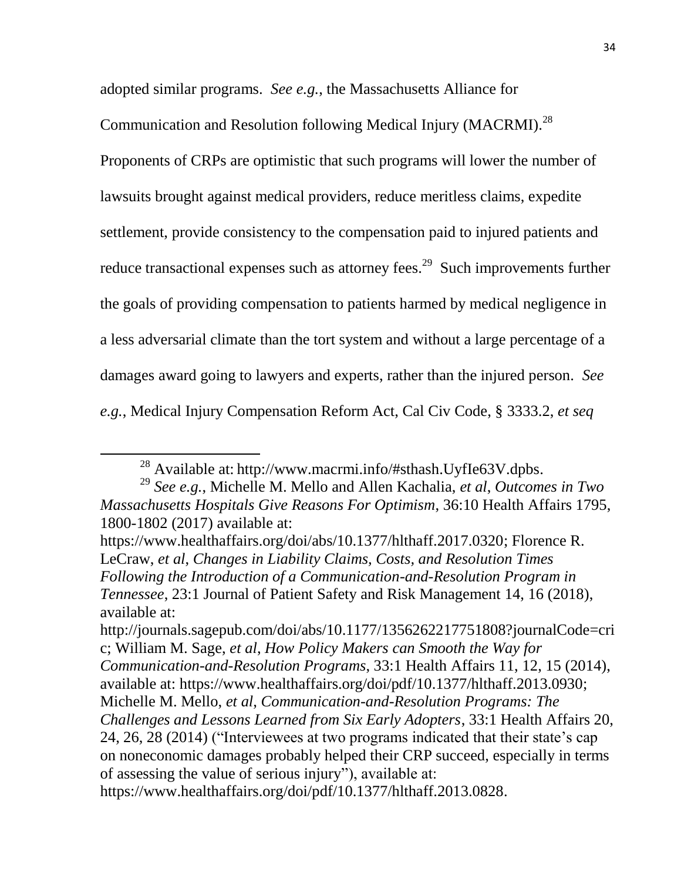adopted similar programs. *See e.g.*, the Massachusetts Alliance for Communication and Resolution following Medical Injury (MACRMI).[28] Proponents of CRPs are optimistic that such programs will lower the number of lawsuits brought against medical providers, reduce meritless claims, expedite settlement, provide consistency to the compensation paid to injured patients and reduce transactional expenses such as attorney fees.[29] Such improvements further the goals of providing compensation to patients harmed by medical negligence in a less adversarial climate than the tort system and without a large percentage of a damages award going to lawyers and experts, rather than the injured person. *See e.g.*, Medical Injury Compensation Reform Act, Cal Civ Code, § 3333.2, *et seq*

---

[28] Available at: http://www.macrmi.info/#sthash.UyfIe63V.dpbs.

[29] *See e.g.*, Michelle M. Mello and Allen Kachalia, *et al*, *Outcomes in Two Massachusetts Hospitals Give Reasons For Optimism*, 36:10 Health Affairs 1795, 1800-1802 (2017) available at: https://www.healthaffairs.org/doi/abs/10.1377/hlthaff.2017.0320; Florence R. LeCraw, *et al*, *Changes in Liability Claims, Costs, and Resolution Times Following the Introduction of a Communication-and-Resolution Program in Tennessee*, 23:1 Journal of Patient Safety and Risk Management 14, 16 (2018), available at: http://journals.sagepub.com/doi/abs/10.1177/1356262217751808?journalCode=cric; William M. Sage, *et al*, *How Policy Makers can Smooth the Way for Communication-and-Resolution Programs*, 33:1 Health Affairs 11, 12, 15 (2014), available at: https://www.healthaffairs.org/doi/pdf/10.1377/hlthaff.2013.0930; Michelle M. Mello, *et al*, *Communication-and-Resolution Programs: The Challenges and Lessons Learned from Six Early Adopters*, 33:1 Health Affairs 20, 24, 26, 28 (2014) ("Interviewees at two programs indicated that their state's cap on noneconomic damages probably helped their CRP succeed, especially in terms of assessing the value of serious injury"), available at: https://www.healthaffairs.org/doi/pdf/10.1377/hlthaff.2013.0828.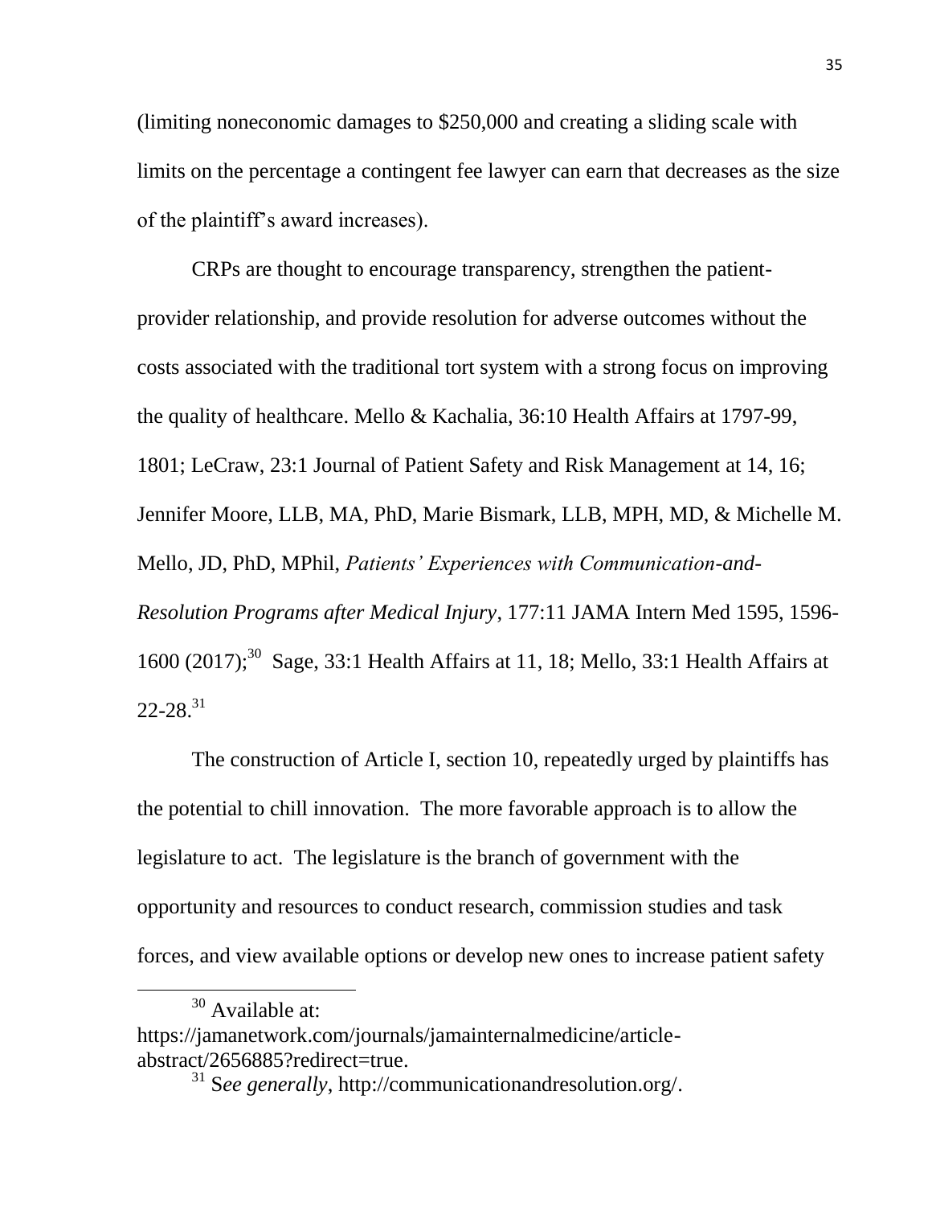(limiting noneconomic damages to $250,000 and creating a sliding scale with limits on the percentage a contingent fee lawyer can earn that decreases as the size of the plaintiff's award increases).

CRPs are thought to encourage transparency, strengthen the patient-provider relationship, and provide resolution for adverse outcomes without the costs associated with the traditional tort system with a strong focus on improving the quality of healthcare. Mello & Kachalia, 36:10 Health Affairs at 1797-99, 1801; LeCraw, 23:1 Journal of Patient Safety and Risk Management at 14, 16; Jennifer Moore, LLB, MA, PhD, Marie Bismark, LLB, MPH, MD, & Michelle M. Mello, JD, PhD, MPhil, *Patients' Experiences with Communication-and-Resolution Programs after Medical Injury*, 177:11 JAMA Intern Med 1595, 1596-1600 (2017);[30] Sage, 33:1 Health Affairs at 11, 18; Mello, 33:1 Health Affairs at 22-28.[31]

The construction of Article I, section 10, repeatedly urged by plaintiffs has the potential to chill innovation. The more favorable approach is to allow the legislature to act. The legislature is the branch of government with the opportunity and resources to conduct research, commission studies and task forces, and view available options or develop new ones to increase patient safety

---

[30] Available at: https://jamanetwork.com/journals/jamainternalmedicine/article-abstract/2656885?redirect=true.

[31] S*ee generally*, http://communicationandresolution.org/.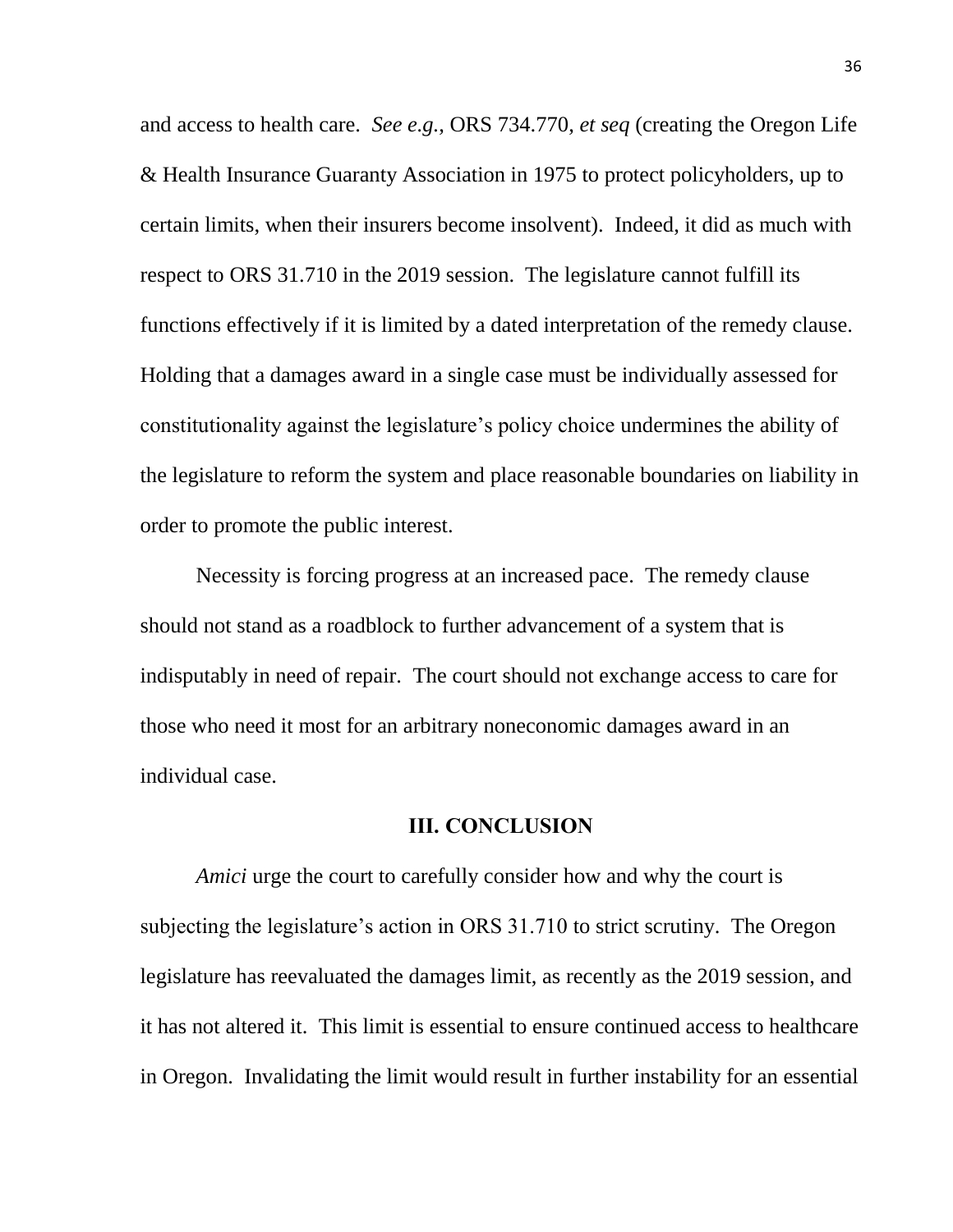and access to health care. *See e.g.*, ORS 734.770, *et seq* (creating the Oregon Life & Health Insurance Guaranty Association in 1975 to protect policyholders, up to certain limits, when their insurers become insolvent). Indeed, it did as much with respect to ORS 31.710 in the 2019 session. The legislature cannot fulfill its functions effectively if it is limited by a dated interpretation of the remedy clause. Holding that a damages award in a single case must be individually assessed for constitutionality against the legislature's policy choice undermines the ability of the legislature to reform the system and place reasonable boundaries on liability in order to promote the public interest.

Necessity is forcing progress at an increased pace. The remedy clause should not stand as a roadblock to further advancement of a system that is indisputably in need of repair. The court should not exchange access to care for those who need it most for an arbitrary noneconomic damages award in an individual case.

## III. CONCLUSION

*Amici* urge the court to carefully consider how and why the court is subjecting the legislature's action in ORS 31.710 to strict scrutiny. The Oregon legislature has reevaluated the damages limit, as recently as the 2019 session, and it has not altered it. This limit is essential to ensure continued access to healthcare in Oregon. Invalidating the limit would result in further instability for an essential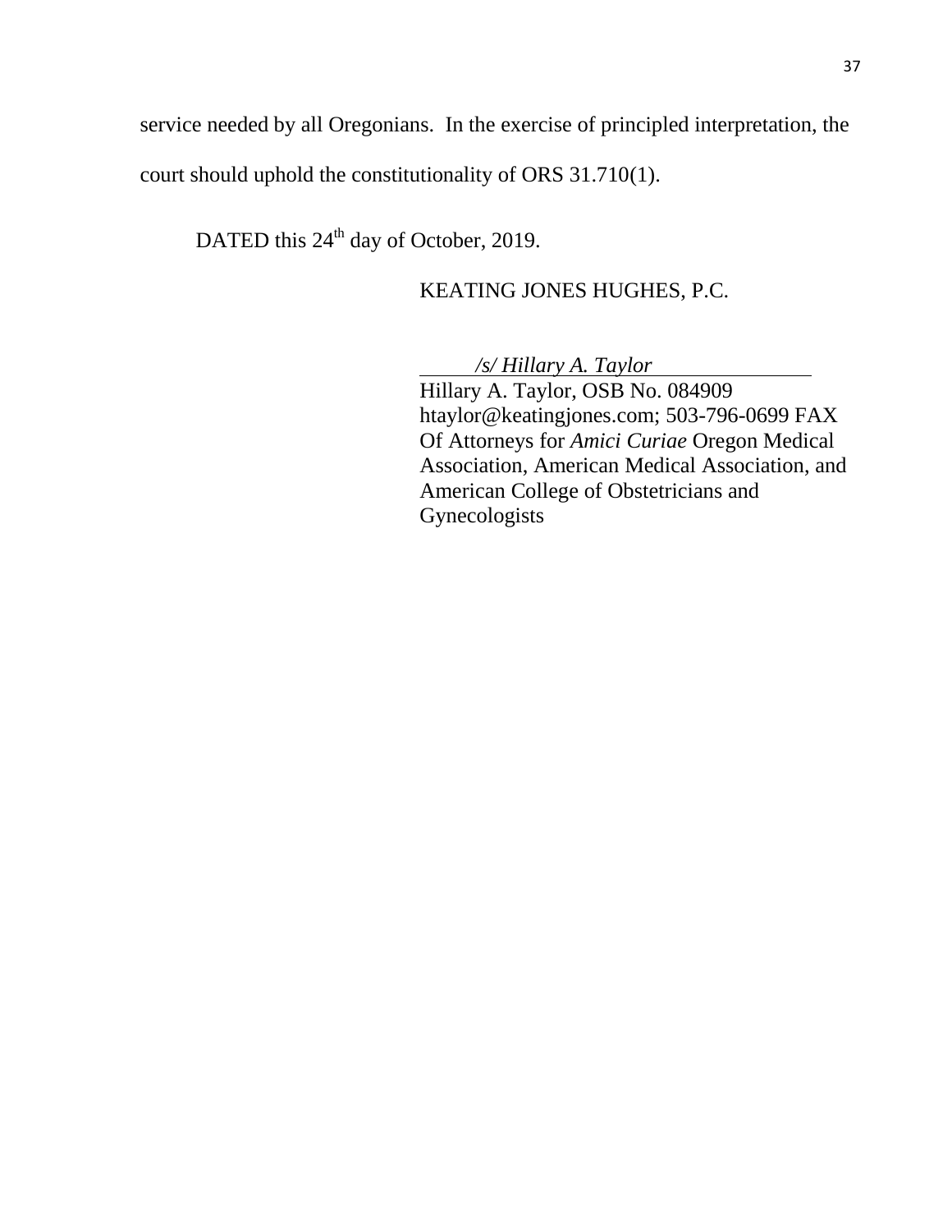service needed by all Oregonians. In the exercise of principled interpretation, the court should uphold the constitutionality of ORS 31.710(1).

DATED this 24th day of October, 2019.

KEATING JONES HUGHES, P.C.

*/s/ Hillary A. Taylor*
Hillary A. Taylor, OSB No. 084909
htaylor@keatingjones.com; 503-796-0699 FAX
Of Attorneys for *Amici Curiae* Oregon Medical Association, American Medical Association, and American College of Obstetricians and Gynecologists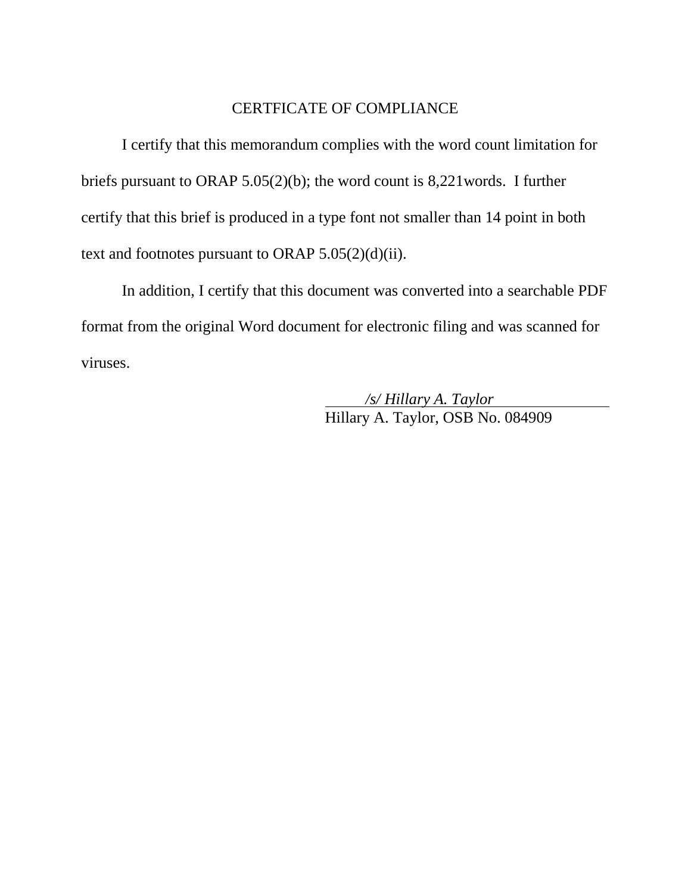# CERTFICATE OF COMPLIANCE

I certify that this memorandum complies with the word count limitation for briefs pursuant to ORAP 5.05(2)(b); the word count is 8,221words. I further certify that this brief is produced in a type font not smaller than 14 point in both text and footnotes pursuant to ORAP 5.05(2)(d)(ii).

In addition, I certify that this document was converted into a searchable PDF format from the original Word document for electronic filing and was scanned for viruses.

*/s/ Hillary A. Taylor*
Hillary A. Taylor, OSB No. 084909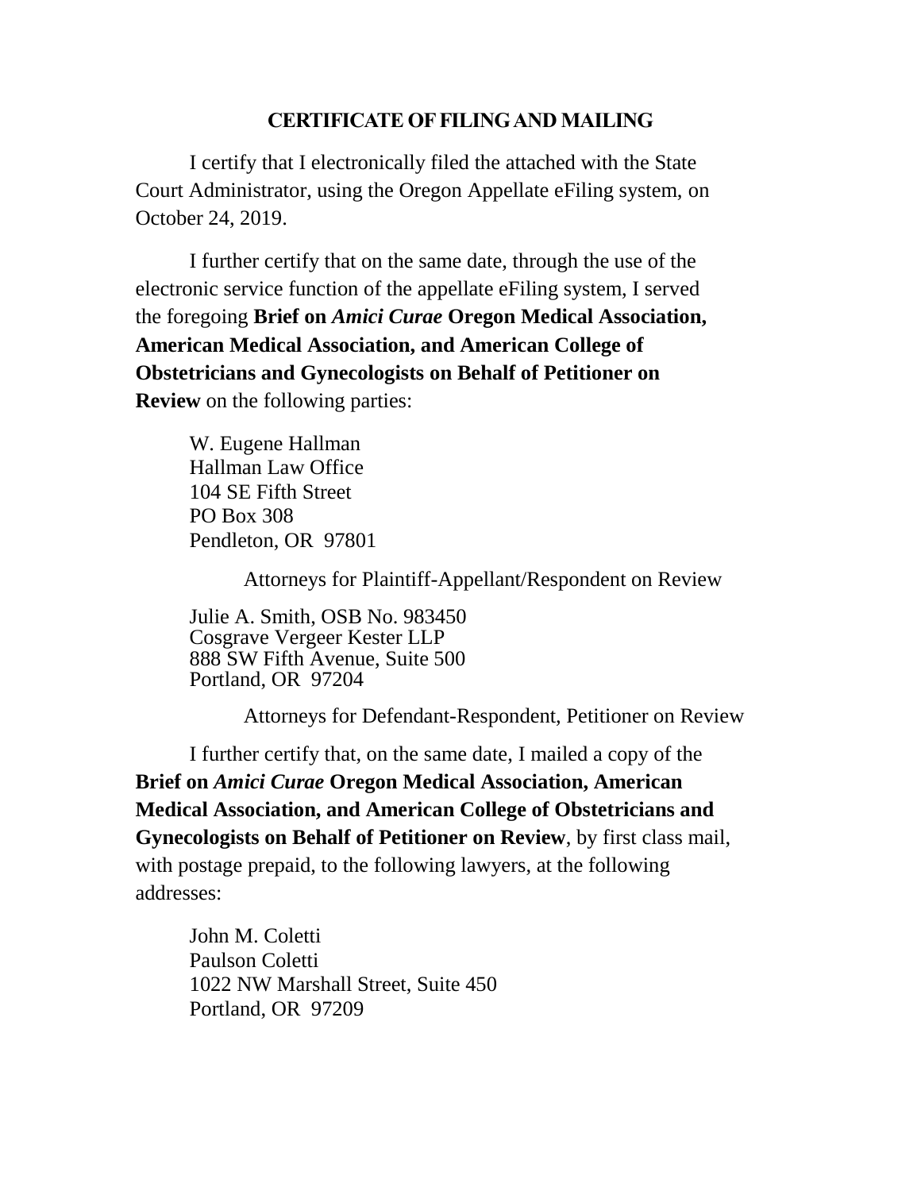## CERTIFICATE OF FILING AND MAILING

I certify that I electronically filed the attached with the State Court Administrator, using the Oregon Appellate eFiling system, on October 24, 2019.

I further certify that on the same date, through the use of the electronic service function of the appellate eFiling system, I served the foregoing **Brief on *Amici Curae* Oregon Medical Association, American Medical Association, and American College of Obstetricians and Gynecologists on Behalf of Petitioner on Review** on the following parties:

W. Eugene Hallman
Hallman Law Office
104 SE Fifth Street
PO Box 308
Pendleton, OR 97801

Attorneys for Plaintiff-Appellant/Respondent on Review

Julie A. Smith, OSB No. 983450
Cosgrave Vergeer Kester LLP
888 SW Fifth Avenue, Suite 500
Portland, OR 97204

Attorneys for Defendant-Respondent, Petitioner on Review

I further certify that, on the same date, I mailed a copy of the **Brief on *Amici Curae* Oregon Medical Association, American Medical Association, and American College of Obstetricians and Gynecologists on Behalf of Petitioner on Review**, by first class mail, with postage prepaid, to the following lawyers, at the following addresses:

John M. Coletti
Paulson Coletti
1022 NW Marshall Street, Suite 450
Portland, OR 97209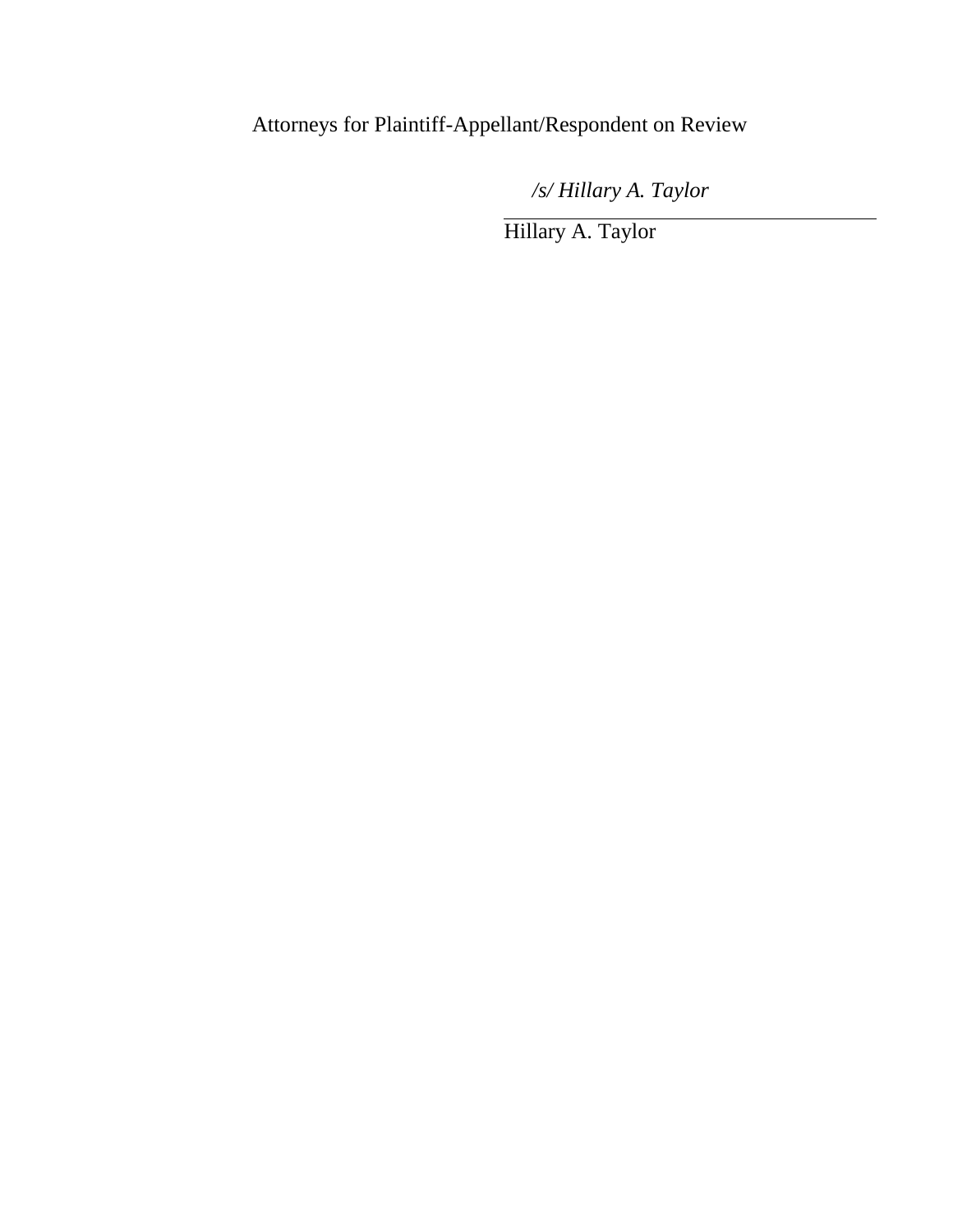Attorneys for Plaintiff-Appellant/Respondent on Review

*/s/ Hillary A. Taylor*

Hillary A. Taylor